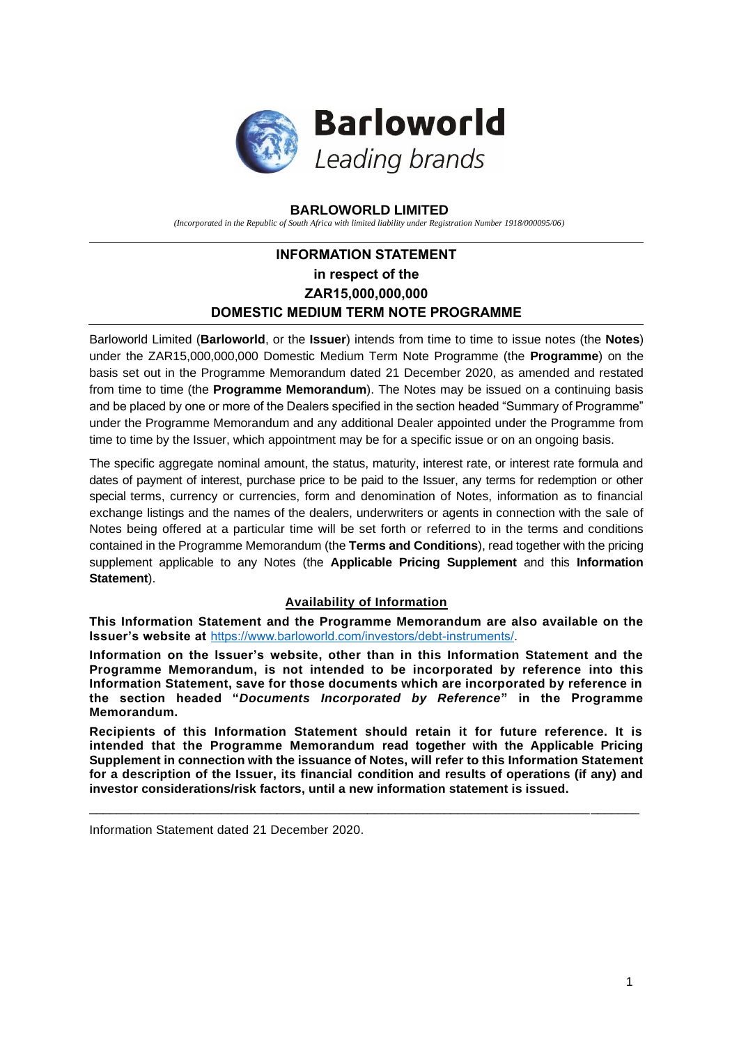**Barloworld**
*Leading brands*

# BARLOWORLD LIMITED

*(Incorporated in the Republic of South Africa with limited liability under Registration Number 1918/000095/06)*

---

## INFORMATION STATEMENT
## in respect of the
## ZAR15,000,000,000
## DOMESTIC MEDIUM TERM NOTE PROGRAMME

---

Barloworld Limited (**Barloworld**, or the **Issuer**) intends from time to time to issue notes (the **Notes**) under the ZAR15,000,000,000 Domestic Medium Term Note Programme (the **Programme**) on the basis set out in the Programme Memorandum dated 21 December 2020, as amended and restated from time to time (the **Programme Memorandum**). The Notes may be issued on a continuing basis and be placed by one or more of the Dealers specified in the section headed "Summary of Programme" under the Programme Memorandum and any additional Dealer appointed under the Programme from time to time by the Issuer, which appointment may be for a specific issue or on an ongoing basis.

The specific aggregate nominal amount, the status, maturity, interest rate, or interest rate formula and dates of payment of interest, purchase price to be paid to the Issuer, any terms for redemption or other special terms, currency or currencies, form and denomination of Notes, information as to financial exchange listings and the names of the dealers, underwriters or agents in connection with the sale of Notes being offered at a particular time will be set forth or referred to in the terms and conditions contained in the Programme Memorandum (the **Terms and Conditions**), read together with the pricing supplement applicable to any Notes (the **Applicable Pricing Supplement** and this **Information Statement**).

### Availability of Information

**This Information Statement and the Programme Memorandum are also available on the Issuer's website at** https://www.barloworld.com/investors/debt-instruments/.

**Information on the Issuer's website, other than in this Information Statement and the Programme Memorandum, is not intended to be incorporated by reference into this Information Statement, save for those documents which are incorporated by reference in the section headed "*Documents Incorporated by Reference*" in the Programme Memorandum.**

**Recipients of this Information Statement should retain it for future reference. It is intended that the Programme Memorandum read together with the Applicable Pricing Supplement in connection with the issuance of Notes, will refer to this Information Statement for a description of the Issuer, its financial condition and results of operations (if any) and investor considerations/risk factors, until a new information statement is issued.**

---

Information Statement dated 21 December 2020.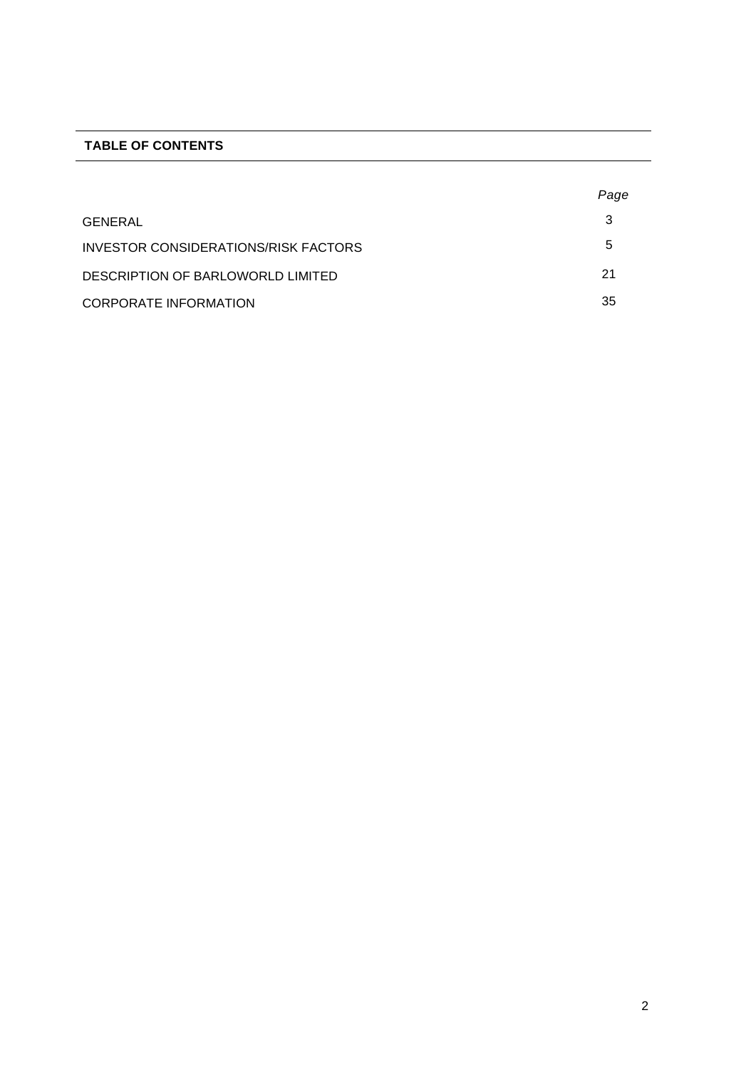**TABLE OF CONTENTS**

| | *Page* |
|---|---|
| GENERAL | 3 |
| INVESTOR CONSIDERATIONS/RISK FACTORS | 5 |
| DESCRIPTION OF BARLOWORLD LIMITED | 21 |
| CORPORATE INFORMATION | 35 |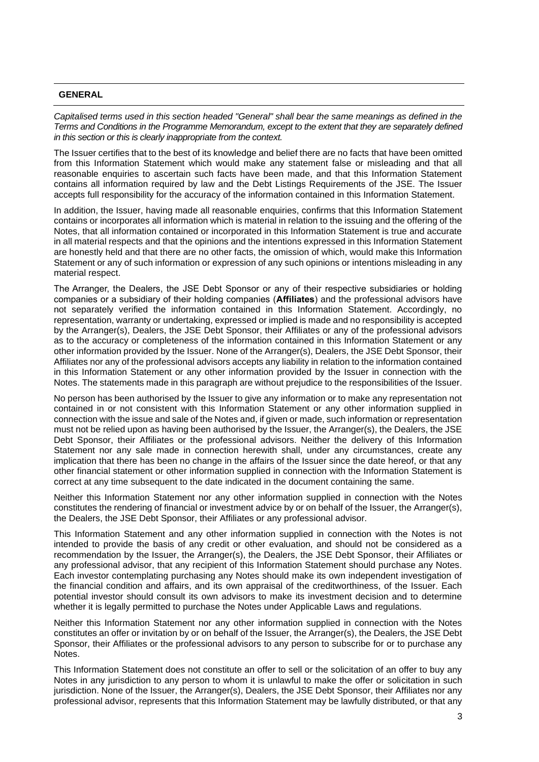## GENERAL

*Capitalised terms used in this section headed "General" shall bear the same meanings as defined in the Terms and Conditions in the Programme Memorandum, except to the extent that they are separately defined in this section or this is clearly inappropriate from the context.*

The Issuer certifies that to the best of its knowledge and belief there are no facts that have been omitted from this Information Statement which would make any statement false or misleading and that all reasonable enquiries to ascertain such facts have been made, and that this Information Statement contains all information required by law and the Debt Listings Requirements of the JSE. The Issuer accepts full responsibility for the accuracy of the information contained in this Information Statement.

In addition, the Issuer, having made all reasonable enquiries, confirms that this Information Statement contains or incorporates all information which is material in relation to the issuing and the offering of the Notes, that all information contained or incorporated in this Information Statement is true and accurate in all material respects and that the opinions and the intentions expressed in this Information Statement are honestly held and that there are no other facts, the omission of which, would make this Information Statement or any of such information or expression of any such opinions or intentions misleading in any material respect.

The Arranger, the Dealers, the JSE Debt Sponsor or any of their respective subsidiaries or holding companies or a subsidiary of their holding companies (**Affiliates**) and the professional advisors have not separately verified the information contained in this Information Statement. Accordingly, no representation, warranty or undertaking, expressed or implied is made and no responsibility is accepted by the Arranger(s), Dealers, the JSE Debt Sponsor, their Affiliates or any of the professional advisors as to the accuracy or completeness of the information contained in this Information Statement or any other information provided by the Issuer. None of the Arranger(s), Dealers, the JSE Debt Sponsor, their Affiliates nor any of the professional advisors accepts any liability in relation to the information contained in this Information Statement or any other information provided by the Issuer in connection with the Notes. The statements made in this paragraph are without prejudice to the responsibilities of the Issuer.

No person has been authorised by the Issuer to give any information or to make any representation not contained in or not consistent with this Information Statement or any other information supplied in connection with the issue and sale of the Notes and, if given or made, such information or representation must not be relied upon as having been authorised by the Issuer, the Arranger(s), the Dealers, the JSE Debt Sponsor, their Affiliates or the professional advisors. Neither the delivery of this Information Statement nor any sale made in connection herewith shall, under any circumstances, create any implication that there has been no change in the affairs of the Issuer since the date hereof, or that any other financial statement or other information supplied in connection with the Information Statement is correct at any time subsequent to the date indicated in the document containing the same.

Neither this Information Statement nor any other information supplied in connection with the Notes constitutes the rendering of financial or investment advice by or on behalf of the Issuer, the Arranger(s), the Dealers, the JSE Debt Sponsor, their Affiliates or any professional advisor.

This Information Statement and any other information supplied in connection with the Notes is not intended to provide the basis of any credit or other evaluation, and should not be considered as a recommendation by the Issuer, the Arranger(s), the Dealers, the JSE Debt Sponsor, their Affiliates or any professional advisor, that any recipient of this Information Statement should purchase any Notes. Each investor contemplating purchasing any Notes should make its own independent investigation of the financial condition and affairs, and its own appraisal of the creditworthiness, of the Issuer. Each potential investor should consult its own advisors to make its investment decision and to determine whether it is legally permitted to purchase the Notes under Applicable Laws and regulations.

Neither this Information Statement nor any other information supplied in connection with the Notes constitutes an offer or invitation by or on behalf of the Issuer, the Arranger(s), the Dealers, the JSE Debt Sponsor, their Affiliates or the professional advisors to any person to subscribe for or to purchase any Notes.

This Information Statement does not constitute an offer to sell or the solicitation of an offer to buy any Notes in any jurisdiction to any person to whom it is unlawful to make the offer or solicitation in such jurisdiction. None of the Issuer, the Arranger(s), Dealers, the JSE Debt Sponsor, their Affiliates nor any professional advisor, represents that this Information Statement may be lawfully distributed, or that any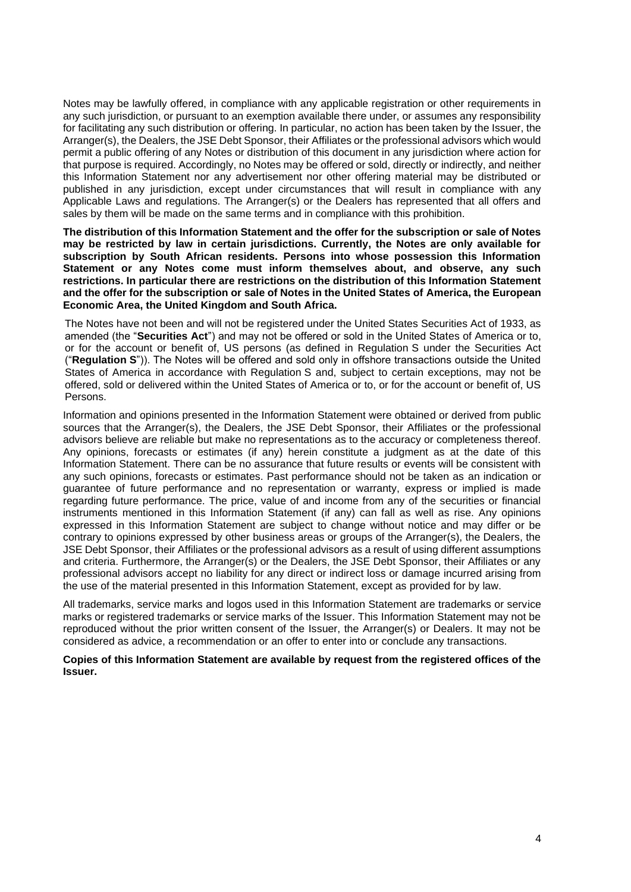Notes may be lawfully offered, in compliance with any applicable registration or other requirements in any such jurisdiction, or pursuant to an exemption available there under, or assumes any responsibility for facilitating any such distribution or offering. In particular, no action has been taken by the Issuer, the Arranger(s), the Dealers, the JSE Debt Sponsor, their Affiliates or the professional advisors which would permit a public offering of any Notes or distribution of this document in any jurisdiction where action for that purpose is required. Accordingly, no Notes may be offered or sold, directly or indirectly, and neither this Information Statement nor any advertisement nor other offering material may be distributed or published in any jurisdiction, except under circumstances that will result in compliance with any Applicable Laws and regulations. The Arranger(s) or the Dealers has represented that all offers and sales by them will be made on the same terms and in compliance with this prohibition.

**The distribution of this Information Statement and the offer for the subscription or sale of Notes may be restricted by law in certain jurisdictions. Currently, the Notes are only available for subscription by South African residents. Persons into whose possession this Information Statement or any Notes come must inform themselves about, and observe, any such restrictions. In particular there are restrictions on the distribution of this Information Statement and the offer for the subscription or sale of Notes in the United States of America, the European Economic Area, the United Kingdom and South Africa.**

The Notes have not been and will not be registered under the United States Securities Act of 1933, as amended (the "**Securities Act**") and may not be offered or sold in the United States of America or to, or for the account or benefit of, US persons (as defined in Regulation S under the Securities Act ("**Regulation S**")). The Notes will be offered and sold only in offshore transactions outside the United States of America in accordance with Regulation S and, subject to certain exceptions, may not be offered, sold or delivered within the United States of America or to, or for the account or benefit of, US Persons.

Information and opinions presented in the Information Statement were obtained or derived from public sources that the Arranger(s), the Dealers, the JSE Debt Sponsor, their Affiliates or the professional advisors believe are reliable but make no representations as to the accuracy or completeness thereof. Any opinions, forecasts or estimates (if any) herein constitute a judgment as at the date of this Information Statement. There can be no assurance that future results or events will be consistent with any such opinions, forecasts or estimates. Past performance should not be taken as an indication or guarantee of future performance and no representation or warranty, express or implied is made regarding future performance. The price, value of and income from any of the securities or financial instruments mentioned in this Information Statement (if any) can fall as well as rise. Any opinions expressed in this Information Statement are subject to change without notice and may differ or be contrary to opinions expressed by other business areas or groups of the Arranger(s), the Dealers, the JSE Debt Sponsor, their Affiliates or the professional advisors as a result of using different assumptions and criteria. Furthermore, the Arranger(s) or the Dealers, the JSE Debt Sponsor, their Affiliates or any professional advisors accept no liability for any direct or indirect loss or damage incurred arising from the use of the material presented in this Information Statement, except as provided for by law.

All trademarks, service marks and logos used in this Information Statement are trademarks or service marks or registered trademarks or service marks of the Issuer. This Information Statement may not be reproduced without the prior written consent of the Issuer, the Arranger(s) or Dealers. It may not be considered as advice, a recommendation or an offer to enter into or conclude any transactions.

**Copies of this Information Statement are available by request from the registered offices of the Issuer.**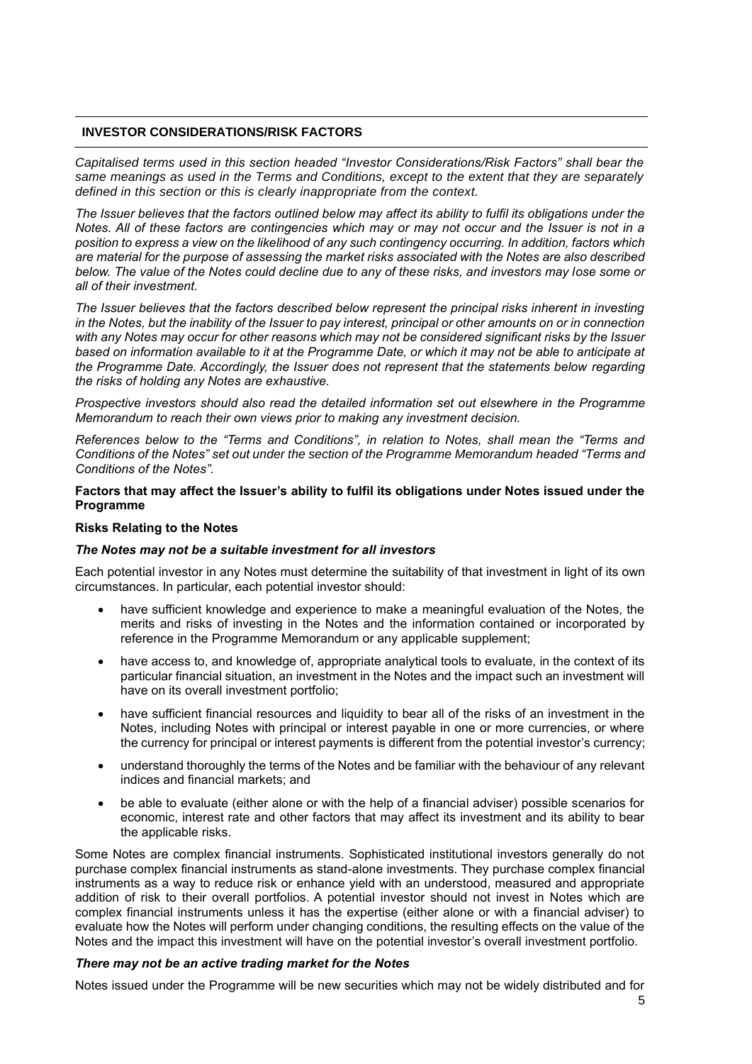## INVESTOR CONSIDERATIONS/RISK FACTORS

*Capitalised terms used in this section headed "Investor Considerations/Risk Factors" shall bear the same meanings as used in the Terms and Conditions, except to the extent that they are separately defined in this section or this is clearly inappropriate from the context.*

*The Issuer believes that the factors outlined below may affect its ability to fulfil its obligations under the Notes. All of these factors are contingencies which may or may not occur and the Issuer is not in a position to express a view on the likelihood of any such contingency occurring. In addition, factors which are material for the purpose of assessing the market risks associated with the Notes are also described below. The value of the Notes could decline due to any of these risks, and investors may lose some or all of their investment.*

*The Issuer believes that the factors described below represent the principal risks inherent in investing in the Notes, but the inability of the Issuer to pay interest, principal or other amounts on or in connection with any Notes may occur for other reasons which may not be considered significant risks by the Issuer based on information available to it at the Programme Date, or which it may not be able to anticipate at the Programme Date. Accordingly, the Issuer does not represent that the statements below regarding the risks of holding any Notes are exhaustive.*

*Prospective investors should also read the detailed information set out elsewhere in the Programme Memorandum to reach their own views prior to making any investment decision.*

*References below to the "Terms and Conditions", in relation to Notes, shall mean the "Terms and Conditions of the Notes" set out under the section of the Programme Memorandum headed "Terms and Conditions of the Notes".*

**Factors that may affect the Issuer's ability to fulfil its obligations under Notes issued under the Programme**

**Risks Relating to the Notes**

***The Notes may not be a suitable investment for all investors***

Each potential investor in any Notes must determine the suitability of that investment in light of its own circumstances. In particular, each potential investor should:

- have sufficient knowledge and experience to make a meaningful evaluation of the Notes, the merits and risks of investing in the Notes and the information contained or incorporated by reference in the Programme Memorandum or any applicable supplement;
- have access to, and knowledge of, appropriate analytical tools to evaluate, in the context of its particular financial situation, an investment in the Notes and the impact such an investment will have on its overall investment portfolio;
- have sufficient financial resources and liquidity to bear all of the risks of an investment in the Notes, including Notes with principal or interest payable in one or more currencies, or where the currency for principal or interest payments is different from the potential investor's currency;
- understand thoroughly the terms of the Notes and be familiar with the behaviour of any relevant indices and financial markets; and
- be able to evaluate (either alone or with the help of a financial adviser) possible scenarios for economic, interest rate and other factors that may affect its investment and its ability to bear the applicable risks.

Some Notes are complex financial instruments. Sophisticated institutional investors generally do not purchase complex financial instruments as stand-alone investments. They purchase complex financial instruments as a way to reduce risk or enhance yield with an understood, measured and appropriate addition of risk to their overall portfolios. A potential investor should not invest in Notes which are complex financial instruments unless it has the expertise (either alone or with a financial adviser) to evaluate how the Notes will perform under changing conditions, the resulting effects on the value of the Notes and the impact this investment will have on the potential investor's overall investment portfolio.

***There may not be an active trading market for the Notes***

Notes issued under the Programme will be new securities which may not be widely distributed and for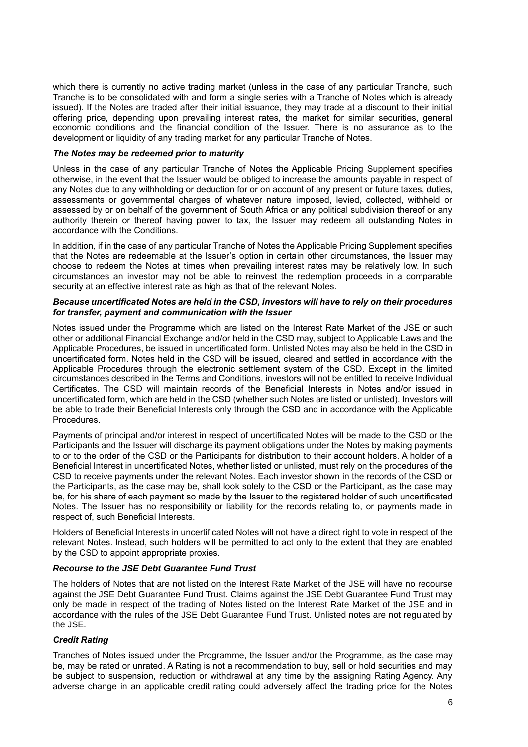which there is currently no active trading market (unless in the case of any particular Tranche, such Tranche is to be consolidated with and form a single series with a Tranche of Notes which is already issued). If the Notes are traded after their initial issuance, they may trade at a discount to their initial offering price, depending upon prevailing interest rates, the market for similar securities, general economic conditions and the financial condition of the Issuer. There is no assurance as to the development or liquidity of any trading market for any particular Tranche of Notes.

***The Notes may be redeemed prior to maturity***

Unless in the case of any particular Tranche of Notes the Applicable Pricing Supplement specifies otherwise, in the event that the Issuer would be obliged to increase the amounts payable in respect of any Notes due to any withholding or deduction for or on account of any present or future taxes, duties, assessments or governmental charges of whatever nature imposed, levied, collected, withheld or assessed by or on behalf of the government of South Africa or any political subdivision thereof or any authority therein or thereof having power to tax, the Issuer may redeem all outstanding Notes in accordance with the Conditions.

In addition, if in the case of any particular Tranche of Notes the Applicable Pricing Supplement specifies that the Notes are redeemable at the Issuer's option in certain other circumstances, the Issuer may choose to redeem the Notes at times when prevailing interest rates may be relatively low. In such circumstances an investor may not be able to reinvest the redemption proceeds in a comparable security at an effective interest rate as high as that of the relevant Notes.

***Because uncertificated Notes are held in the CSD, investors will have to rely on their procedures for transfer, payment and communication with the Issuer***

Notes issued under the Programme which are listed on the Interest Rate Market of the JSE or such other or additional Financial Exchange and/or held in the CSD may, subject to Applicable Laws and the Applicable Procedures, be issued in uncertificated form. Unlisted Notes may also be held in the CSD in uncertificated form. Notes held in the CSD will be issued, cleared and settled in accordance with the Applicable Procedures through the electronic settlement system of the CSD. Except in the limited circumstances described in the Terms and Conditions, investors will not be entitled to receive Individual Certificates. The CSD will maintain records of the Beneficial Interests in Notes and/or issued in uncertificated form, which are held in the CSD (whether such Notes are listed or unlisted). Investors will be able to trade their Beneficial Interests only through the CSD and in accordance with the Applicable Procedures.

Payments of principal and/or interest in respect of uncertificated Notes will be made to the CSD or the Participants and the Issuer will discharge its payment obligations under the Notes by making payments to or to the order of the CSD or the Participants for distribution to their account holders. A holder of a Beneficial Interest in uncertificated Notes, whether listed or unlisted, must rely on the procedures of the CSD to receive payments under the relevant Notes. Each investor shown in the records of the CSD or the Participants, as the case may be, shall look solely to the CSD or the Participant, as the case may be, for his share of each payment so made by the Issuer to the registered holder of such uncertificated Notes. The Issuer has no responsibility or liability for the records relating to, or payments made in respect of, such Beneficial Interests.

Holders of Beneficial Interests in uncertificated Notes will not have a direct right to vote in respect of the relevant Notes. Instead, such holders will be permitted to act only to the extent that they are enabled by the CSD to appoint appropriate proxies.

***Recourse to the JSE Debt Guarantee Fund Trust***

The holders of Notes that are not listed on the Interest Rate Market of the JSE will have no recourse against the JSE Debt Guarantee Fund Trust. Claims against the JSE Debt Guarantee Fund Trust may only be made in respect of the trading of Notes listed on the Interest Rate Market of the JSE and in accordance with the rules of the JSE Debt Guarantee Fund Trust. Unlisted notes are not regulated by the JSE.

***Credit Rating***

Tranches of Notes issued under the Programme, the Issuer and/or the Programme, as the case may be, may be rated or unrated. A Rating is not a recommendation to buy, sell or hold securities and may be subject to suspension, reduction or withdrawal at any time by the assigning Rating Agency. Any adverse change in an applicable credit rating could adversely affect the trading price for the Notes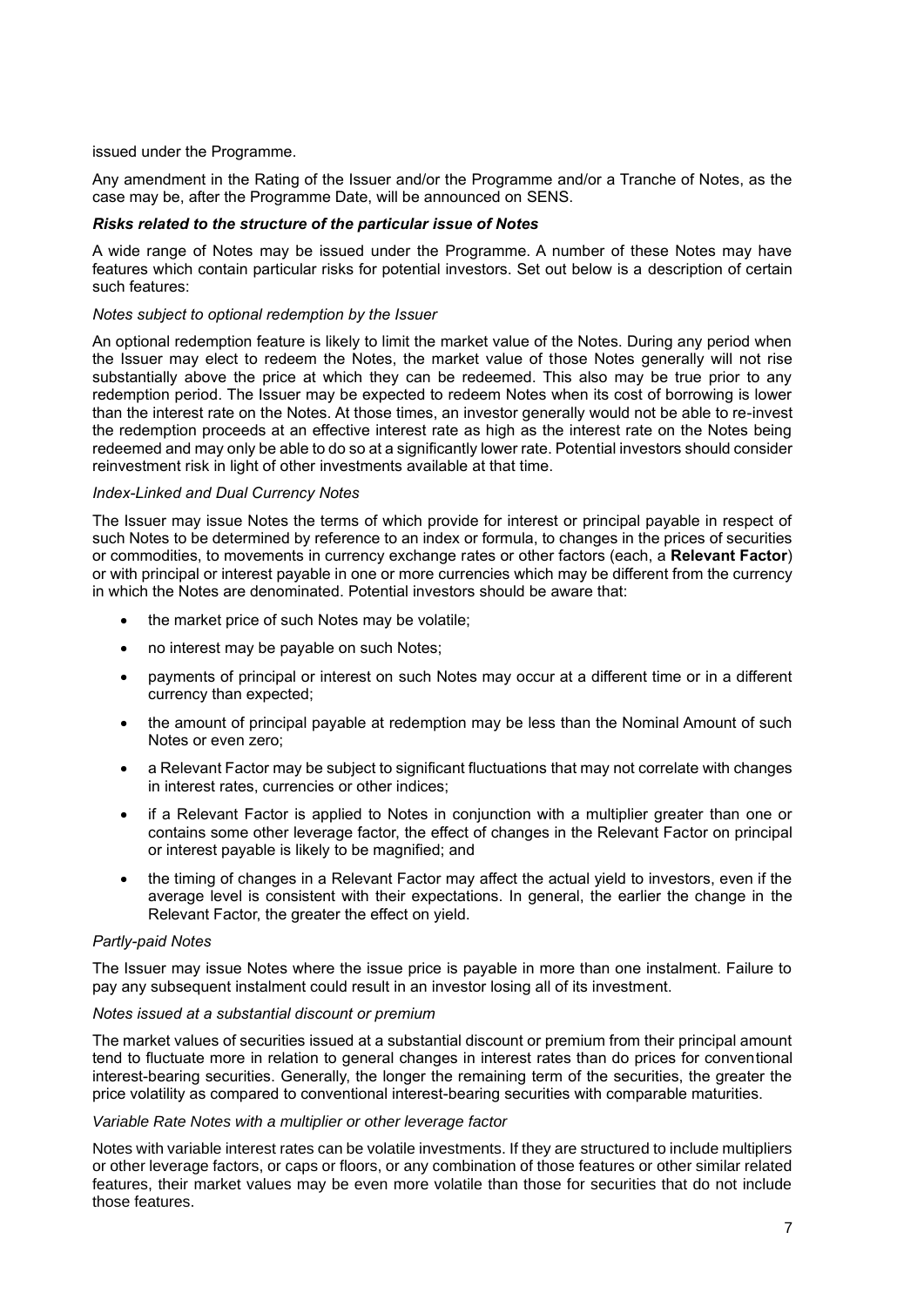issued under the Programme.

Any amendment in the Rating of the Issuer and/or the Programme and/or a Tranche of Notes, as the case may be, after the Programme Date, will be announced on SENS.

***Risks related to the structure of the particular issue of Notes***

A wide range of Notes may be issued under the Programme. A number of these Notes may have features which contain particular risks for potential investors. Set out below is a description of certain such features:

*Notes subject to optional redemption by the Issuer*

An optional redemption feature is likely to limit the market value of the Notes. During any period when the Issuer may elect to redeem the Notes, the market value of those Notes generally will not rise substantially above the price at which they can be redeemed. This also may be true prior to any redemption period. The Issuer may be expected to redeem Notes when its cost of borrowing is lower than the interest rate on the Notes. At those times, an investor generally would not be able to re-invest the redemption proceeds at an effective interest rate as high as the interest rate on the Notes being redeemed and may only be able to do so at a significantly lower rate. Potential investors should consider reinvestment risk in light of other investments available at that time.

*Index-Linked and Dual Currency Notes*

The Issuer may issue Notes the terms of which provide for interest or principal payable in respect of such Notes to be determined by reference to an index or formula, to changes in the prices of securities or commodities, to movements in currency exchange rates or other factors (each, a **Relevant Factor**) or with principal or interest payable in one or more currencies which may be different from the currency in which the Notes are denominated. Potential investors should be aware that:

- the market price of such Notes may be volatile;
- no interest may be payable on such Notes;
- payments of principal or interest on such Notes may occur at a different time or in a different currency than expected;
- the amount of principal payable at redemption may be less than the Nominal Amount of such Notes or even zero;
- a Relevant Factor may be subject to significant fluctuations that may not correlate with changes in interest rates, currencies or other indices;
- if a Relevant Factor is applied to Notes in conjunction with a multiplier greater than one or contains some other leverage factor, the effect of changes in the Relevant Factor on principal or interest payable is likely to be magnified; and
- the timing of changes in a Relevant Factor may affect the actual yield to investors, even if the average level is consistent with their expectations. In general, the earlier the change in the Relevant Factor, the greater the effect on yield.

*Partly-paid Notes*

The Issuer may issue Notes where the issue price is payable in more than one instalment. Failure to pay any subsequent instalment could result in an investor losing all of its investment.

*Notes issued at a substantial discount or premium*

The market values of securities issued at a substantial discount or premium from their principal amount tend to fluctuate more in relation to general changes in interest rates than do prices for conventional interest-bearing securities. Generally, the longer the remaining term of the securities, the greater the price volatility as compared to conventional interest-bearing securities with comparable maturities.

*Variable Rate Notes with a multiplier or other leverage factor*

Notes with variable interest rates can be volatile investments. If they are structured to include multipliers or other leverage factors, or caps or floors, or any combination of those features or other similar related features, their market values may be even more volatile than those for securities that do not include those features.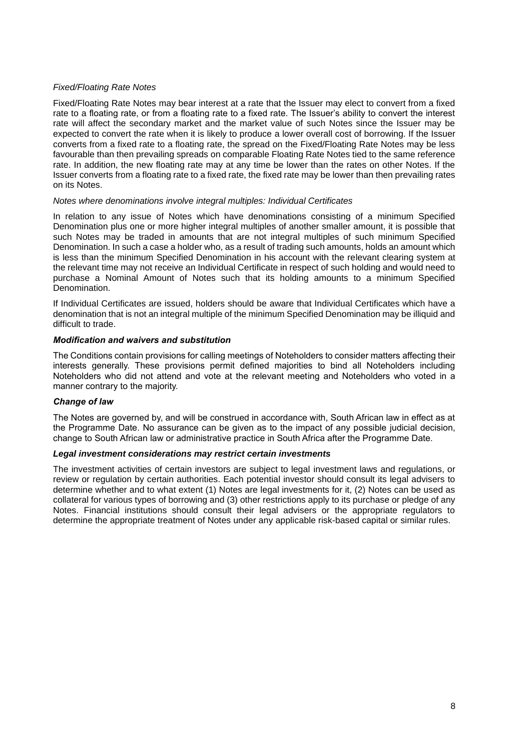*Fixed/Floating Rate Notes*

Fixed/Floating Rate Notes may bear interest at a rate that the Issuer may elect to convert from a fixed rate to a floating rate, or from a floating rate to a fixed rate. The Issuer's ability to convert the interest rate will affect the secondary market and the market value of such Notes since the Issuer may be expected to convert the rate when it is likely to produce a lower overall cost of borrowing. If the Issuer converts from a fixed rate to a floating rate, the spread on the Fixed/Floating Rate Notes may be less favourable than then prevailing spreads on comparable Floating Rate Notes tied to the same reference rate. In addition, the new floating rate may at any time be lower than the rates on other Notes. If the Issuer converts from a floating rate to a fixed rate, the fixed rate may be lower than then prevailing rates on its Notes.

*Notes where denominations involve integral multiples: Individual Certificates*

In relation to any issue of Notes which have denominations consisting of a minimum Specified Denomination plus one or more higher integral multiples of another smaller amount, it is possible that such Notes may be traded in amounts that are not integral multiples of such minimum Specified Denomination. In such a case a holder who, as a result of trading such amounts, holds an amount which is less than the minimum Specified Denomination in his account with the relevant clearing system at the relevant time may not receive an Individual Certificate in respect of such holding and would need to purchase a Nominal Amount of Notes such that its holding amounts to a minimum Specified Denomination.

If Individual Certificates are issued, holders should be aware that Individual Certificates which have a denomination that is not an integral multiple of the minimum Specified Denomination may be illiquid and difficult to trade.

***Modification and waivers and substitution***

The Conditions contain provisions for calling meetings of Noteholders to consider matters affecting their interests generally. These provisions permit defined majorities to bind all Noteholders including Noteholders who did not attend and vote at the relevant meeting and Noteholders who voted in a manner contrary to the majority.

***Change of law***

The Notes are governed by, and will be construed in accordance with, South African law in effect as at the Programme Date. No assurance can be given as to the impact of any possible judicial decision, change to South African law or administrative practice in South Africa after the Programme Date.

***Legal investment considerations may restrict certain investments***

The investment activities of certain investors are subject to legal investment laws and regulations, or review or regulation by certain authorities. Each potential investor should consult its legal advisers to determine whether and to what extent (1) Notes are legal investments for it, (2) Notes can be used as collateral for various types of borrowing and (3) other restrictions apply to its purchase or pledge of any Notes. Financial institutions should consult their legal advisers or the appropriate regulators to determine the appropriate treatment of Notes under any applicable risk-based capital or similar rules.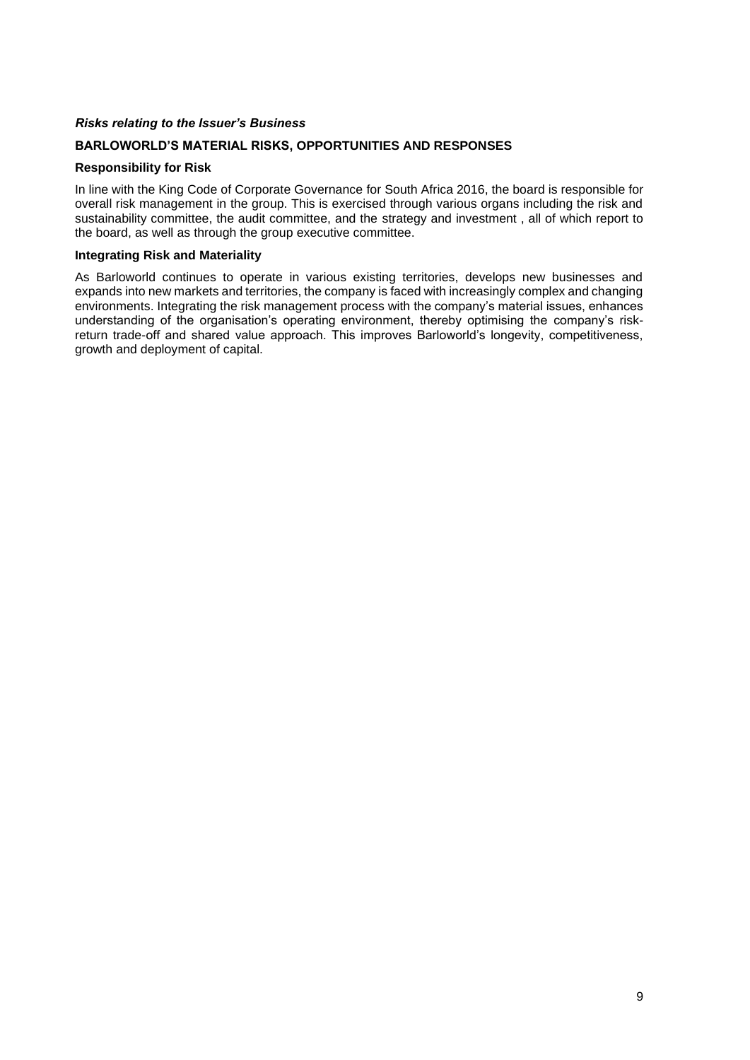***Risks relating to the Issuer's Business***

**BARLOWORLD'S MATERIAL RISKS, OPPORTUNITIES AND RESPONSES**

**Responsibility for Risk**

In line with the King Code of Corporate Governance for South Africa 2016, the board is responsible for overall risk management in the group. This is exercised through various organs including the risk and sustainability committee, the audit committee, and the strategy and investment , all of which report to the board, as well as through the group executive committee.

**Integrating Risk and Materiality**

As Barloworld continues to operate in various existing territories, develops new businesses and expands into new markets and territories, the company is faced with increasingly complex and changing environments. Integrating the risk management process with the company's material issues, enhances understanding of the organisation's operating environment, thereby optimising the company's risk-return trade-off and shared value approach. This improves Barloworld's longevity, competitiveness, growth and deployment of capital.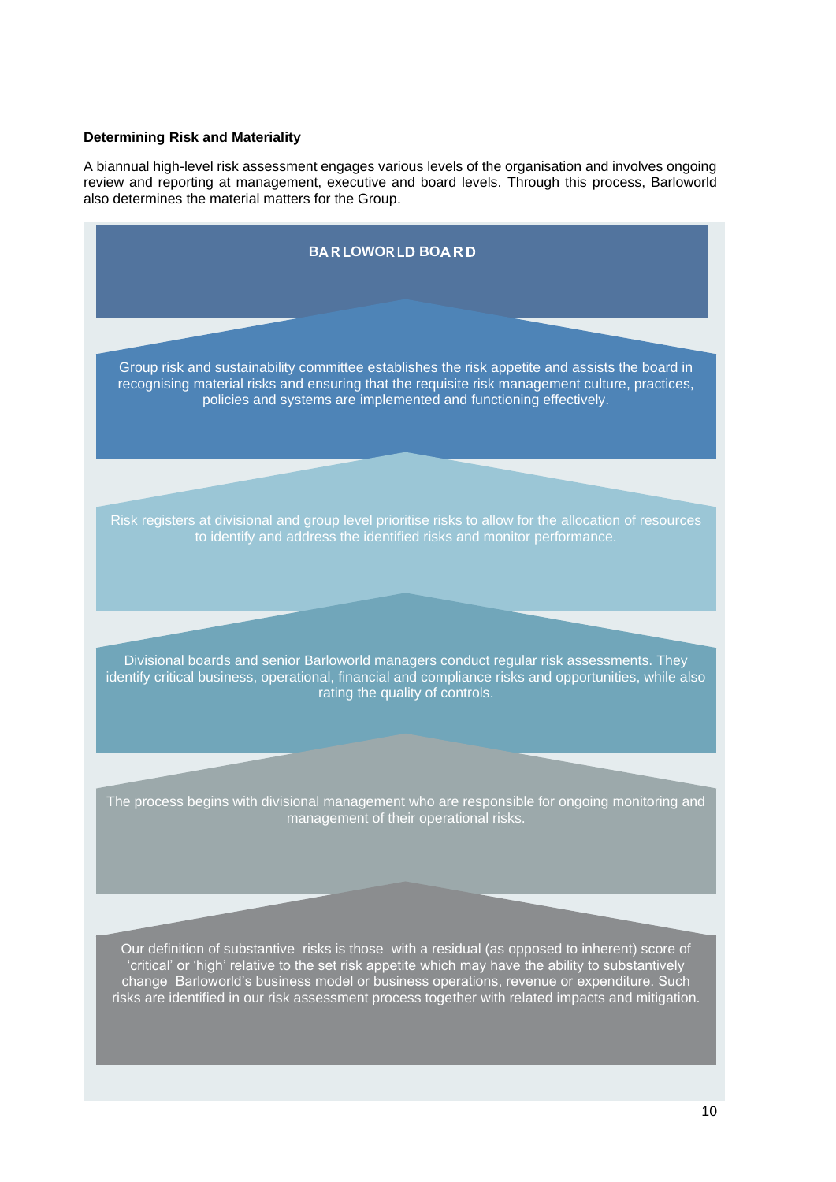**Determining Risk and Materiality**

A biannual high-level risk assessment engages various levels of the organisation and involves ongoing review and reporting at management, executive and board levels. Through this process, Barloworld also determines the material matters for the Group.

**BARLOWORLD BOARD**

Group risk and sustainability committee establishes the risk appetite and assists the board in recognising material risks and ensuring that the requisite risk management culture, practices, policies and systems are implemented and functioning effectively.

Risk registers at divisional and group level prioritise risks to allow for the allocation of resources to identify and address the identified risks and monitor performance.

Divisional boards and senior Barloworld managers conduct regular risk assessments. They identify critical business, operational, financial and compliance risks and opportunities, while also rating the quality of controls.

The process begins with divisional management who are responsible for ongoing monitoring and management of their operational risks.

Our definition of substantive risks is those with a residual (as opposed to inherent) score of 'critical' or 'high' relative to the set risk appetite which may have the ability to substantively change Barloworld's business model or business operations, revenue or expenditure. Such risks are identified in our risk assessment process together with related impacts and mitigation.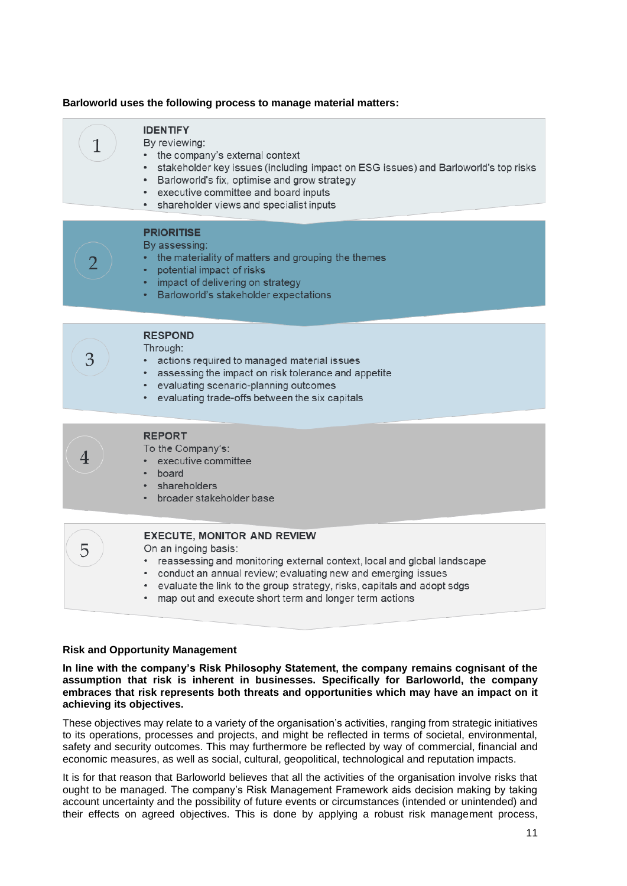**Barloworld uses the following process to manage material matters:**

1. **IDENTIFY**
   By reviewing:
   - the company's external context
   - stakeholder key issues (including impact on ESG issues) and Barloworld's top risks
   - Barloworld's fix, optimise and grow strategy
   - executive committee and board inputs
   - shareholder views and specialist inputs

2. **PRIORITISE**
   By assessing:
   - the materiality of matters and grouping the themes
   - potential impact of risks
   - impact of delivering on strategy
   - Barloworld's stakeholder expectations

3. **RESPOND**
   Through:
   - actions required to managed material issues
   - assessing the impact on risk tolerance and appetite
   - evaluating scenario-planning outcomes
   - evaluating trade-offs between the six capitals

4. **REPORT**
   To the Company's:
   - executive committee
   - board
   - shareholders
   - broader stakeholder base

5. **EXECUTE, MONITOR AND REVIEW**
   On an ingoing basis:
   - reassessing and monitoring external context, local and global landscape
   - conduct an annual review; evaluating new and emerging issues
   - evaluate the link to the group strategy, risks, capitals and adopt sdgs
   - map out and execute short term and longer term actions

**Risk and Opportunity Management**

**In line with the company's Risk Philosophy Statement, the company remains cognisant of the assumption that risk is inherent in businesses. Specifically for Barloworld, the company embraces that risk represents both threats and opportunities which may have an impact on it achieving its objectives.**

These objectives may relate to a variety of the organisation's activities, ranging from strategic initiatives to its operations, processes and projects, and might be reflected in terms of societal, environmental, safety and security outcomes. This may furthermore be reflected by way of commercial, financial and economic measures, as well as social, cultural, geopolitical, technological and reputation impacts.

It is for that reason that Barloworld believes that all the activities of the organisation involve risks that ought to be managed. The company's Risk Management Framework aids decision making by taking account uncertainty and the possibility of future events or circumstances (intended or unintended) and their effects on agreed objectives. This is done by applying a robust risk management process,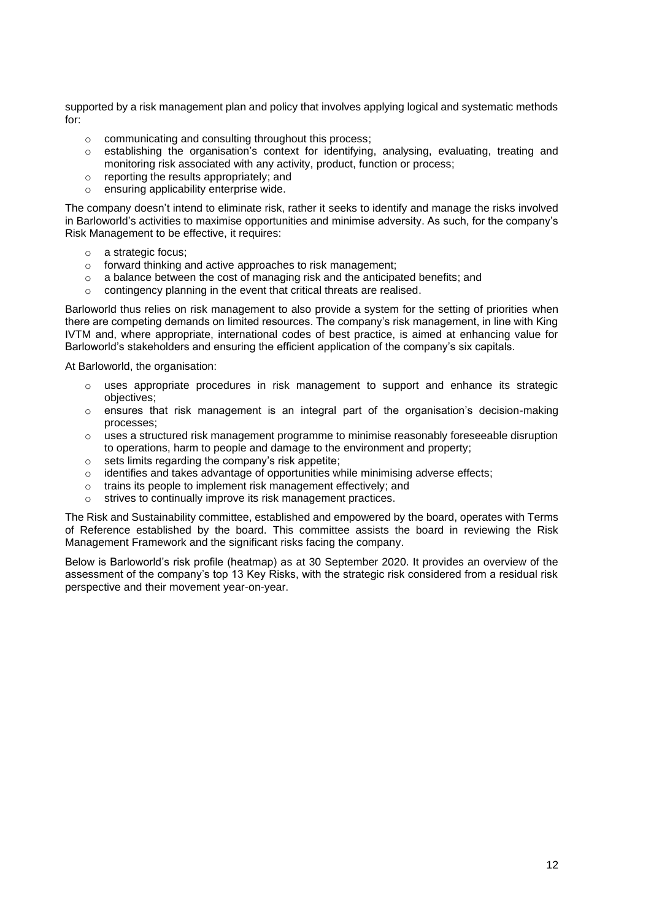supported by a risk management plan and policy that involves applying logical and systematic methods for:

- communicating and consulting throughout this process;
- establishing the organisation's context for identifying, analysing, evaluating, treating and monitoring risk associated with any activity, product, function or process;
- reporting the results appropriately; and
- ensuring applicability enterprise wide.

The company doesn't intend to eliminate risk, rather it seeks to identify and manage the risks involved in Barloworld's activities to maximise opportunities and minimise adversity. As such, for the company's Risk Management to be effective, it requires:

- a strategic focus;
- forward thinking and active approaches to risk management;
- a balance between the cost of managing risk and the anticipated benefits; and
- contingency planning in the event that critical threats are realised.

Barloworld thus relies on risk management to also provide a system for the setting of priorities when there are competing demands on limited resources. The company's risk management, in line with King IVTM and, where appropriate, international codes of best practice, is aimed at enhancing value for Barloworld's stakeholders and ensuring the efficient application of the company's six capitals.

At Barloworld, the organisation:

- uses appropriate procedures in risk management to support and enhance its strategic objectives;
- ensures that risk management is an integral part of the organisation's decision-making processes;
- uses a structured risk management programme to minimise reasonably foreseeable disruption to operations, harm to people and damage to the environment and property;
- sets limits regarding the company's risk appetite;
- identifies and takes advantage of opportunities while minimising adverse effects;
- trains its people to implement risk management effectively; and
- strives to continually improve its risk management practices.

The Risk and Sustainability committee, established and empowered by the board, operates with Terms of Reference established by the board. This committee assists the board in reviewing the Risk Management Framework and the significant risks facing the company.

Below is Barloworld's risk profile (heatmap) as at 30 September 2020. It provides an overview of the assessment of the company's top 13 Key Risks, with the strategic risk considered from a residual risk perspective and their movement year-on-year.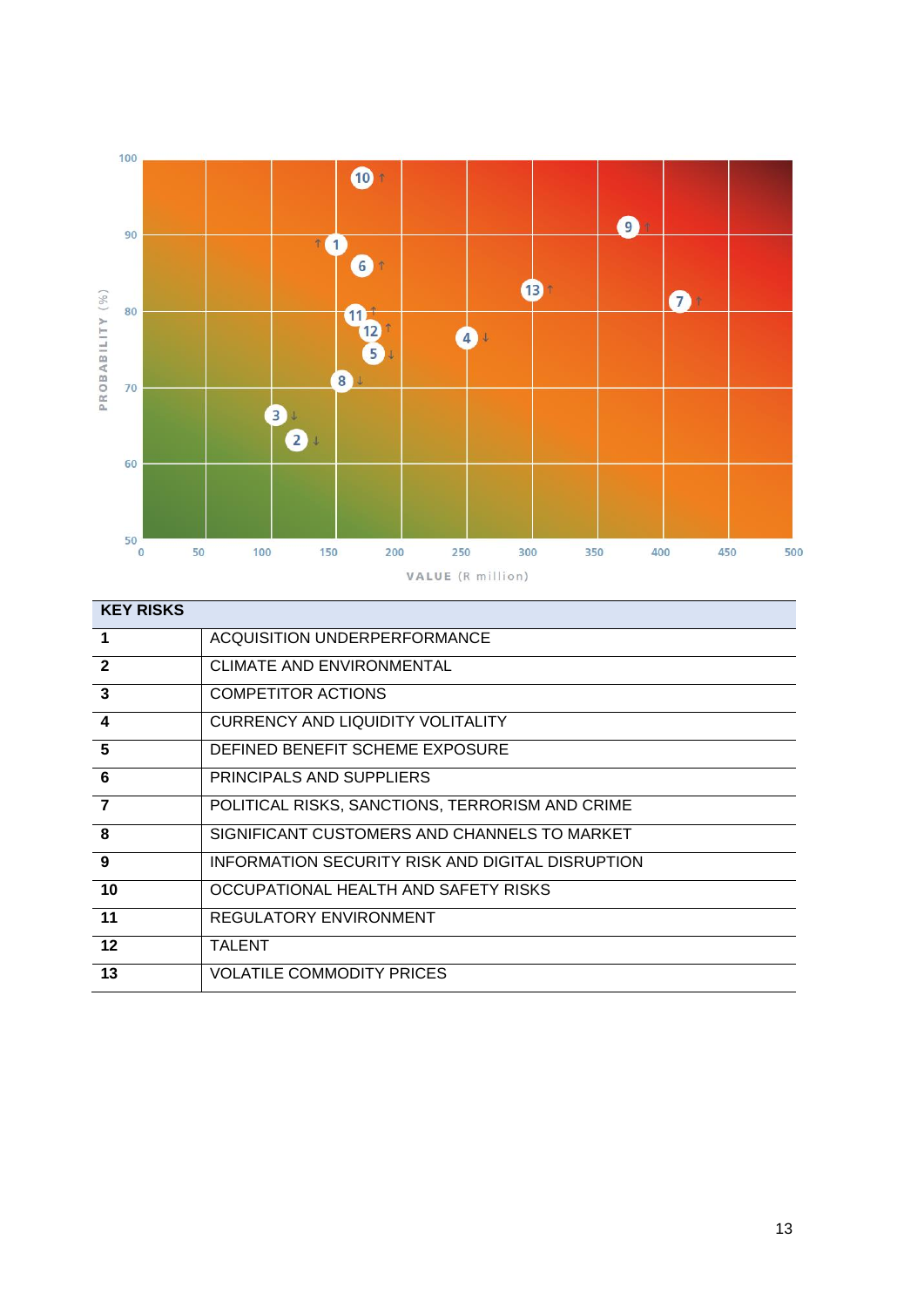| KEY RISKS | |
|---|---|
| 1 | ACQUISITION UNDERPERFORMANCE |
| 2 | CLIMATE AND ENVIRONMENTAL |
| 3 | COMPETITOR ACTIONS |
| 4 | CURRENCY AND LIQUIDITY VOLITALITY |
| 5 | DEFINED BENEFIT SCHEME EXPOSURE |
| 6 | PRINCIPALS AND SUPPLIERS |
| 7 | POLITICAL RISKS, SANCTIONS, TERRORISM AND CRIME |
| 8 | SIGNIFICANT CUSTOMERS AND CHANNELS TO MARKET |
| 9 | INFORMATION SECURITY RISK AND DIGITAL DISRUPTION |
| 10 | OCCUPATIONAL HEALTH AND SAFETY RISKS |
| 11 | REGULATORY ENVIRONMENT |
| 12 | TALENT |
| 13 | VOLATILE COMMODITY PRICES |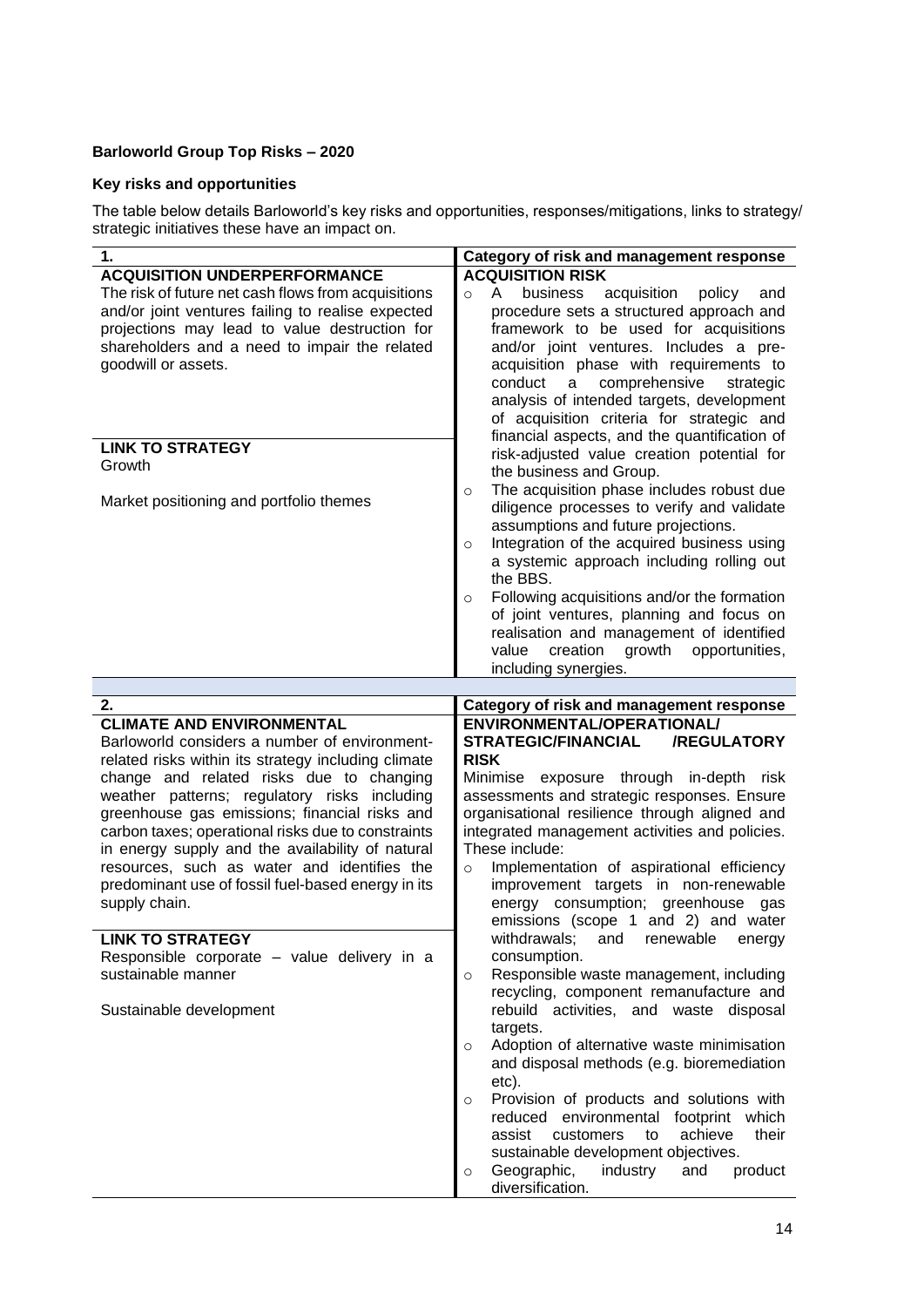**Barloworld Group Top Risks – 2020**

**Key risks and opportunities**

The table below details Barloworld's key risks and opportunities, responses/mitigations, links to strategy/ strategic initiatives these have an impact on.

| 1. | Category of risk and management response |
|---|---|
| **ACQUISITION UNDERPERFORMANCE**<br>The risk of future net cash flows from acquisitions and/or joint ventures failing to realise expected projections may lead to value destruction for shareholders and a need to impair the related goodwill or assets.<br><br>**LINK TO STRATEGY**<br>Growth<br><br>Market positioning and portfolio themes | **ACQUISITION RISK**<br>o A business acquisition policy and procedure sets a structured approach and framework to be used for acquisitions and/or joint ventures. Includes a pre-acquisition phase with requirements to conduct a comprehensive strategic analysis of intended targets, development of acquisition criteria for strategic and financial aspects, and the quantification of risk-adjusted value creation potential for the business and Group.<br>o The acquisition phase includes robust due diligence processes to verify and validate assumptions and future projections.<br>o Integration of the acquired business using a systemic approach including rolling out the BBS.<br>o Following acquisitions and/or the formation of joint ventures, planning and focus on realisation and management of identified value creation growth opportunities, including synergies. |

| 2. | Category of risk and management response |
|---|---|
| **CLIMATE AND ENVIRONMENTAL**<br>Barloworld considers a number of environment-related risks within its strategy including climate change and related risks due to changing weather patterns; regulatory risks including greenhouse gas emissions; financial risks and carbon taxes; operational risks due to constraints in energy supply and the availability of natural resources, such as water and identifies the predominant use of fossil fuel-based energy in its supply chain.<br><br>**LINK TO STRATEGY**<br>Responsible corporate – value delivery in a sustainable manner<br><br>Sustainable development | **ENVIRONMENTAL/OPERATIONAL/ STRATEGIC/FINANCIAL /REGULATORY RISK**<br>Minimise exposure through in-depth risk assessments and strategic responses. Ensure organisational resilience through aligned and integrated management activities and policies. These include:<br>o Implementation of aspirational efficiency improvement targets in non-renewable energy consumption; greenhouse gas emissions (scope 1 and 2) and water withdrawals; and renewable energy consumption.<br>o Responsible waste management, including recycling, component remanufacture and rebuild activities, and waste disposal targets.<br>o Adoption of alternative waste minimisation and disposal methods (e.g. bioremediation etc).<br>o Provision of products and solutions with reduced environmental footprint which assist customers to achieve their sustainable development objectives.<br>o Geographic, industry and product diversification. |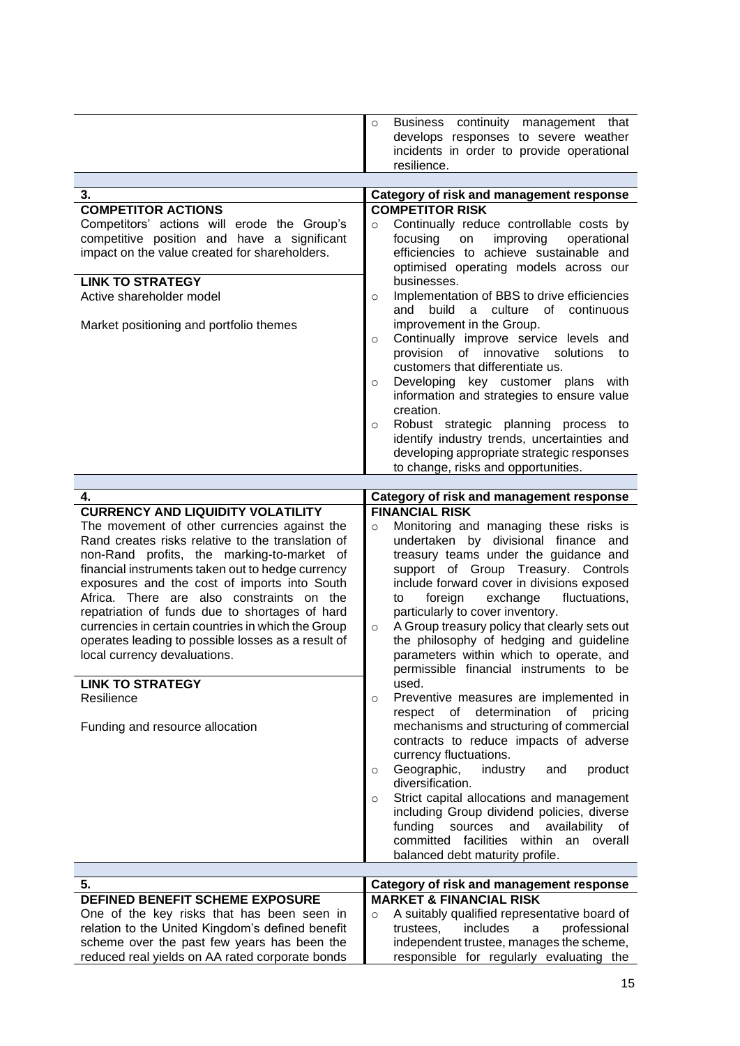| | |
|---|---|
| | - Business continuity management that develops responses to severe weather incidents in order to provide operational resilience. |

| 3. | Category of risk and management response |
|---|---|
| **COMPETITOR ACTIONS**<br>Competitors' actions will erode the Group's competitive position and have a significant impact on the value created for shareholders.<br><br>**LINK TO STRATEGY**<br>Active shareholder model<br><br>Market positioning and portfolio themes | **COMPETITOR RISK**<br>- Continually reduce controllable costs by focusing on improving operational efficiencies to achieve sustainable and optimised operating models across our businesses.<br>- Implementation of BBS to drive efficiencies and build a culture of continuous improvement in the Group.<br>- Continually improve service levels and provision of innovative solutions to customers that differentiate us.<br>- Developing key customer plans with information and strategies to ensure value creation.<br>- Robust strategic planning process to identify industry trends, uncertainties and developing appropriate strategic responses to change, risks and opportunities. |

| 4. | Category of risk and management response |
|---|---|
| **CURRENCY AND LIQUIDITY VOLATILITY**<br>The movement of other currencies against the Rand creates risks relative to the translation of non-Rand profits, the marking-to-market of financial instruments taken out to hedge currency exposures and the cost of imports into South Africa. There are also constraints on the repatriation of funds due to shortages of hard currencies in certain countries in which the Group operates leading to possible losses as a result of local currency devaluations.<br><br>**LINK TO STRATEGY**<br>Resilience<br><br>Funding and resource allocation | **FINANCIAL RISK**<br>- Monitoring and managing these risks is undertaken by divisional finance and treasury teams under the guidance and support of Group Treasury. Controls include forward cover in divisions exposed to foreign exchange fluctuations, particularly to cover inventory.<br>- A Group treasury policy that clearly sets out the philosophy of hedging and guideline parameters within which to operate, and permissible financial instruments to be used.<br>- Preventive measures are implemented in respect of determination of pricing mechanisms and structuring of commercial contracts to reduce impacts of adverse currency fluctuations.<br>- Geographic, industry and product diversification.<br>- Strict capital allocations and management including Group dividend policies, diverse funding sources and availability of committed facilities within an overall balanced debt maturity profile. |

| 5. | Category of risk and management response |
|---|---|
| **DEFINED BENEFIT SCHEME EXPOSURE**<br>One of the key risks that has been seen in relation to the United Kingdom's defined benefit scheme over the past few years has been the reduced real yields on AA rated corporate bonds | **MARKET & FINANCIAL RISK**<br>- A suitably qualified representative board of trustees, includes a professional independent trustee, manages the scheme, responsible for regularly evaluating the |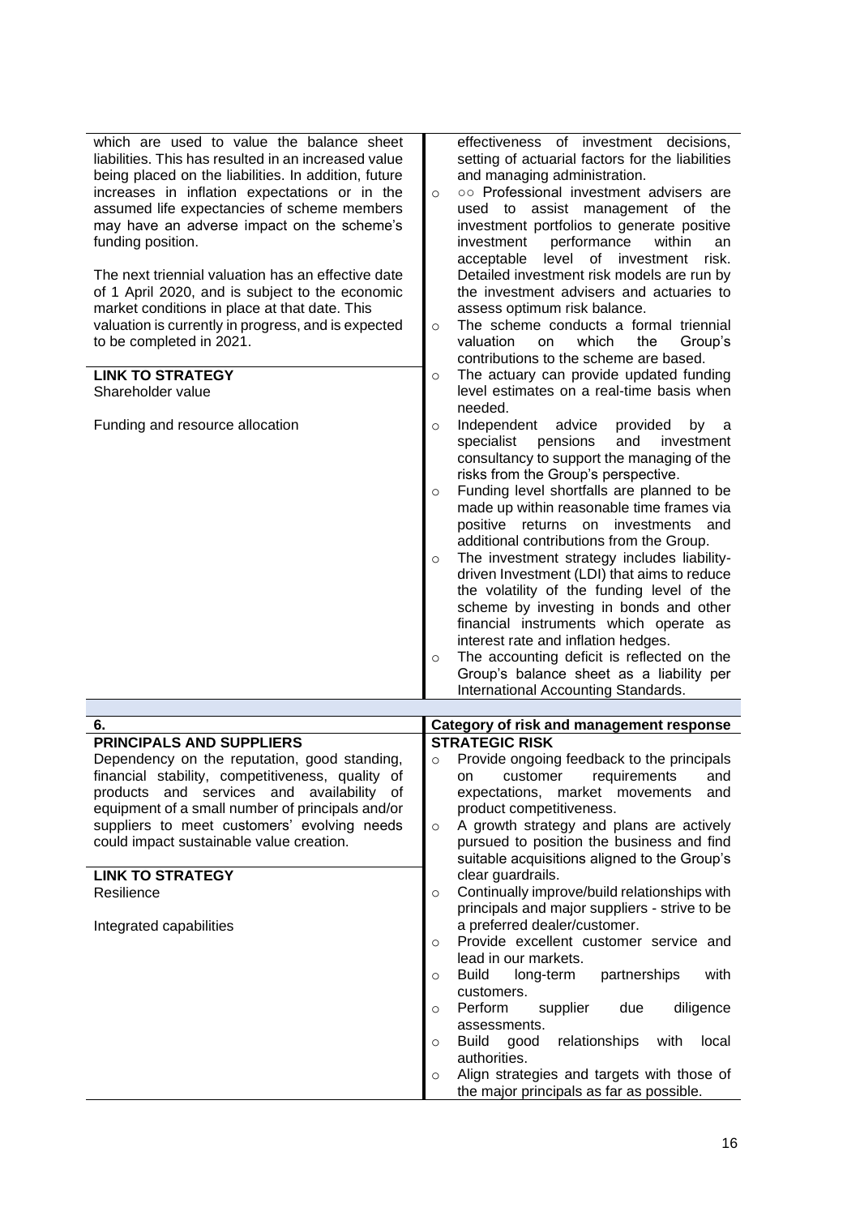| | |
|---|---|
| which are used to value the balance sheet liabilities. This has resulted in an increased value being placed on the liabilities. In addition, future increases in inflation expectations or in the assumed life expectancies of scheme members may have an adverse impact on the scheme's funding position.<br><br>The next triennial valuation has an effective date of 1 April 2020, and is subject to the economic market conditions in place at that date. This valuation is currently in progress, and is expected to be completed in 2021.<br><br>**LINK TO STRATEGY**<br>Shareholder value<br><br>Funding and resource allocation | effectiveness of investment decisions, setting of actuarial factors for the liabilities and managing administration.<br>○ ○○ Professional investment advisers are used to assist management of the investment portfolios to generate positive investment performance within an acceptable level of investment risk. Detailed investment risk models are run by the investment advisers and actuaries to assess optimum risk balance.<br>○ The scheme conducts a formal triennial valuation on which the Group's contributions to the scheme are based.<br>○ The actuary can provide updated funding level estimates on a real-time basis when needed.<br>○ Independent advice provided by a specialist pensions and investment consultancy to support the managing of the risks from the Group's perspective.<br>○ Funding level shortfalls are planned to be made up within reasonable time frames via positive returns on investments and additional contributions from the Group.<br>○ The investment strategy includes liability-driven Investment (LDI) that aims to reduce the volatility of the funding level of the scheme by investing in bonds and other financial instruments which operate as interest rate and inflation hedges.<br>○ The accounting deficit is reflected on the Group's balance sheet as a liability per International Accounting Standards. |

| 6. | Category of risk and management response |
|---|---|
| **PRINCIPALS AND SUPPLIERS**<br>Dependency on the reputation, good standing, financial stability, competitiveness, quality of products and services and availability of equipment of a small number of principals and/or suppliers to meet customers' evolving needs could impact sustainable value creation.<br><br>**LINK TO STRATEGY**<br>Resilience<br><br>Integrated capabilities | **STRATEGIC RISK**<br>○ Provide ongoing feedback to the principals on customer requirements and expectations, market movements and product competitiveness.<br>○ A growth strategy and plans are actively pursued to position the business and find suitable acquisitions aligned to the Group's clear guardrails.<br>○ Continually improve/build relationships with principals and major suppliers - strive to be a preferred dealer/customer.<br>○ Provide excellent customer service and lead in our markets.<br>○ Build long-term partnerships with customers.<br>○ Perform supplier due diligence assessments.<br>○ Build good relationships with local authorities.<br>○ Align strategies and targets with those of the major principals as far as possible. |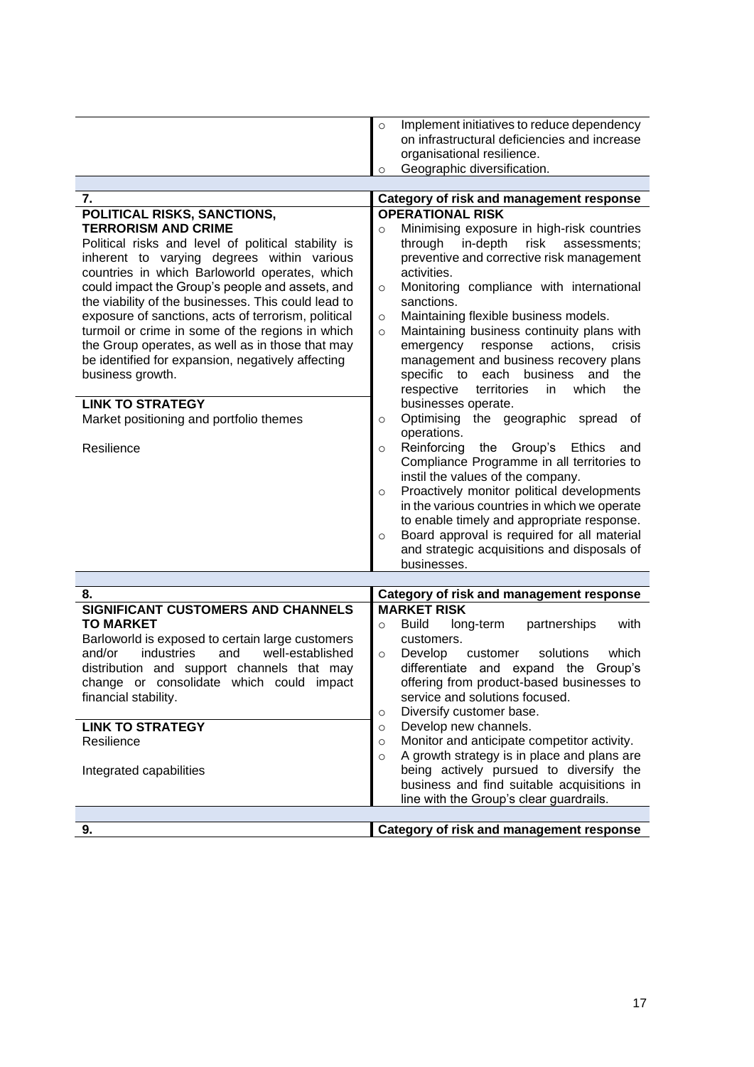| | |
|---|---|
| | ○ Implement initiatives to reduce dependency on infrastructural deficiencies and increase organisational resilience.<br>○ Geographic diversification. |
| **7.** | **Category of risk and management response** |
| **POLITICAL RISKS, SANCTIONS, TERRORISM AND CRIME**<br>Political risks and level of political stability is inherent to varying degrees within various countries in which Barloworld operates, which could impact the Group's people and assets, and the viability of the businesses. This could lead to exposure of sanctions, acts of terrorism, political turmoil or crime in some of the regions in which the Group operates, as well as in those that may be identified for expansion, negatively affecting business growth.<br><br>**LINK TO STRATEGY**<br>Market positioning and portfolio themes<br><br>Resilience | **OPERATIONAL RISK**<br>○ Minimising exposure in high-risk countries through in-depth risk assessments; preventive and corrective risk management activities.<br>○ Monitoring compliance with international sanctions.<br>○ Maintaining flexible business models.<br>○ Maintaining business continuity plans with emergency response actions, crisis management and business recovery plans specific to each business and the respective territories in which the businesses operate.<br>○ Optimising the geographic spread of operations.<br>○ Reinforcing the Group's Ethics and Compliance Programme in all territories to instil the values of the company.<br>○ Proactively monitor political developments in the various countries in which we operate to enable timely and appropriate response.<br>○ Board approval is required for all material and strategic acquisitions and disposals of businesses. |
| **8.** | **Category of risk and management response** |
| **SIGNIFICANT CUSTOMERS AND CHANNELS TO MARKET**<br>Barloworld is exposed to certain large customers and/or industries and well-established distribution and support channels that may change or consolidate which could impact financial stability.<br><br>**LINK TO STRATEGY**<br>Resilience<br><br>Integrated capabilities | **MARKET RISK**<br>○ Build long-term partnerships with customers.<br>○ Develop customer solutions which differentiate and expand the Group's offering from product-based businesses to service and solutions focused.<br>○ Diversify customer base.<br>○ Develop new channels.<br>○ Monitor and anticipate competitor activity.<br>○ A growth strategy is in place and plans are being actively pursued to diversify the business and find suitable acquisitions in line with the Group's clear guardrails. |
| **9.** | **Category of risk and management response** |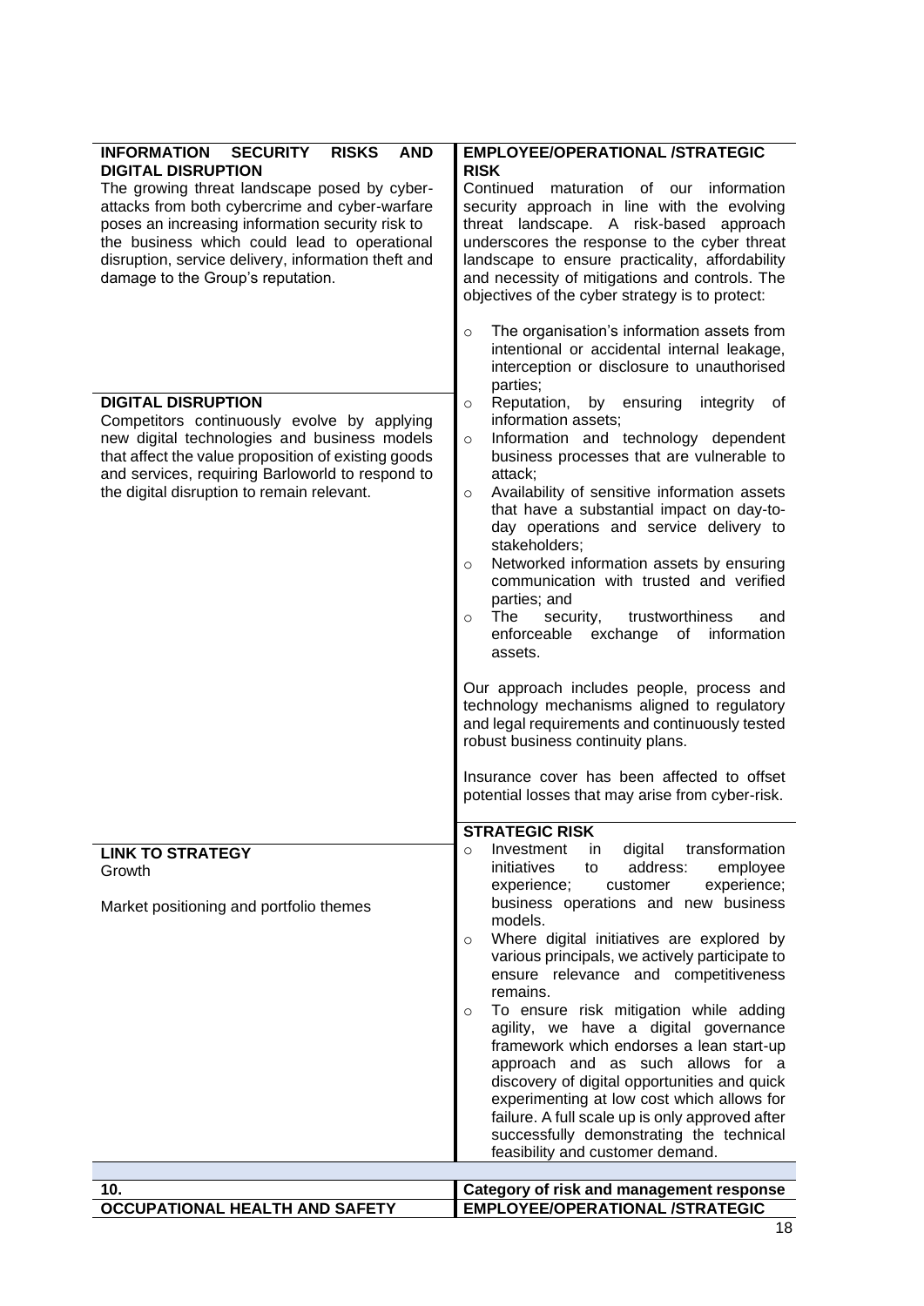| **INFORMATION SECURITY RISKS AND DIGITAL DISRUPTION** | **EMPLOYEE/OPERATIONAL /STRATEGIC RISK** |
|---|---|
| The growing threat landscape posed by cyber-attacks from both cybercrime and cyber-warfare poses an increasing information security risk to the business which could lead to operational disruption, service delivery, information theft and damage to the Group's reputation.<br><br>**DIGITAL DISRUPTION**<br>Competitors continuously evolve by applying new digital technologies and business models that affect the value proposition of existing goods and services, requiring Barloworld to respond to the digital disruption to remain relevant. | Continued maturation of our information security approach in line with the evolving threat landscape. A risk-based approach underscores the response to the cyber threat landscape to ensure practicality, affordability and necessity of mitigations and controls. The objectives of the cyber strategy is to protect:<br><br>o The organisation's information assets from intentional or accidental internal leakage, interception or disclosure to unauthorised parties;<br>o Reputation, by ensuring integrity of information assets;<br>o Information and technology dependent business processes that are vulnerable to attack;<br>o Availability of sensitive information assets that have a substantial impact on day-to-day operations and service delivery to stakeholders;<br>o Networked information assets by ensuring communication with trusted and verified parties; and<br>o The security, trustworthiness and enforceable exchange of information assets.<br><br>Our approach includes people, process and technology mechanisms aligned to regulatory and legal requirements and continuously tested robust business continuity plans.<br><br>Insurance cover has been affected to offset potential losses that may arise from cyber-risk. |
| **LINK TO STRATEGY**<br>Growth<br><br>Market positioning and portfolio themes | **STRATEGIC RISK**<br>o Investment in digital transformation initiatives to address: employee experience; customer experience; business operations and new business models.<br>o Where digital initiatives are explored by various principals, we actively participate to ensure relevance and competitiveness remains.<br>o To ensure risk mitigation while adding agility, we have a digital governance framework which endorses a lean start-up approach and as such allows for a discovery of digital opportunities and quick experimenting at low cost which allows for failure. A full scale up is only approved after successfully demonstrating the technical feasibility and customer demand. |

| **10.** | **Category of risk and management response** |
|---|---|
| **OCCUPATIONAL HEALTH AND SAFETY** | **EMPLOYEE/OPERATIONAL /STRATEGIC** |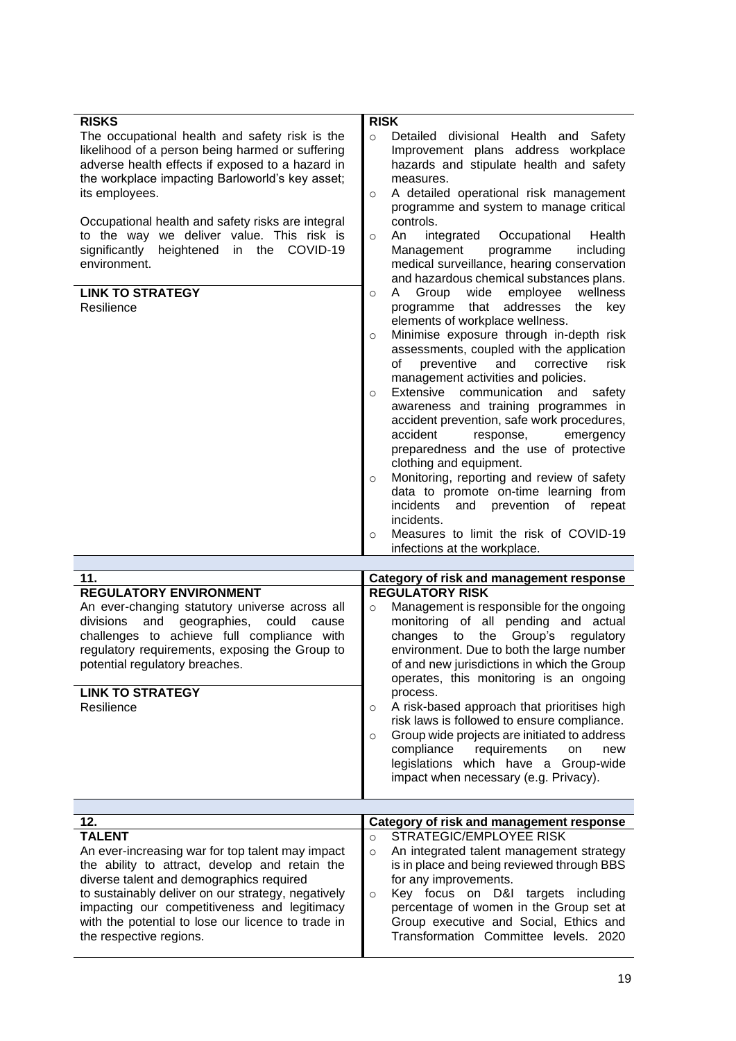| RISKS | RISK |
|---|---|
| The occupational health and safety risk is the likelihood of a person being harmed or suffering adverse health effects if exposed to a hazard in the workplace impacting Barloworld's key asset; its employees.<br><br>Occupational health and safety risks are integral to the way we deliver value. This risk is significantly heightened in the COVID-19 environment.<br><br>**LINK TO STRATEGY**<br>Resilience | ○ Detailed divisional Health and Safety Improvement plans address workplace hazards and stipulate health and safety measures.<br>○ A detailed operational risk management programme and system to manage critical controls.<br>○ An integrated Occupational Health Management programme including medical surveillance, hearing conservation and hazardous chemical substances plans.<br>○ A Group wide employee wellness programme that addresses the key elements of workplace wellness.<br>○ Minimise exposure through in-depth risk assessments, coupled with the application of preventive and corrective risk management activities and policies.<br>○ Extensive communication and safety awareness and training programmes in accident prevention, safe work procedures, accident response, emergency preparedness and the use of protective clothing and equipment.<br>○ Monitoring, reporting and review of safety data to promote on-time learning from incidents and prevention of repeat incidents.<br>○ Measures to limit the risk of COVID-19 infections at the workplace. |

| 11. | Category of risk and management response |
|---|---|
| **REGULATORY ENVIRONMENT**<br>An ever-changing statutory universe across all divisions and geographies, could cause challenges to achieve full compliance with regulatory requirements, exposing the Group to potential regulatory breaches.<br><br>**LINK TO STRATEGY**<br>Resilience | **REGULATORY RISK**<br>○ Management is responsible for the ongoing monitoring of all pending and actual changes to the Group's regulatory environment. Due to both the large number of and new jurisdictions in which the Group operates, this monitoring is an ongoing process.<br>○ A risk-based approach that prioritises high risk laws is followed to ensure compliance.<br>○ Group wide projects are initiated to address compliance requirements on new legislations which have a Group-wide impact when necessary (e.g. Privacy). |

| 12. | Category of risk and management response |
|---|---|
| **TALENT**<br>An ever-increasing war for top talent may impact the ability to attract, develop and retain the diverse talent and demographics required to sustainably deliver on our strategy, negatively impacting our competitiveness and legitimacy with the potential to lose our licence to trade in the respective regions. | ○ STRATEGIC/EMPLOYEE RISK<br>○ An integrated talent management strategy is in place and being reviewed through BBS for any improvements.<br>○ Key focus on D&I targets including percentage of women in the Group set at Group executive and Social, Ethics and Transformation Committee levels. 2020 |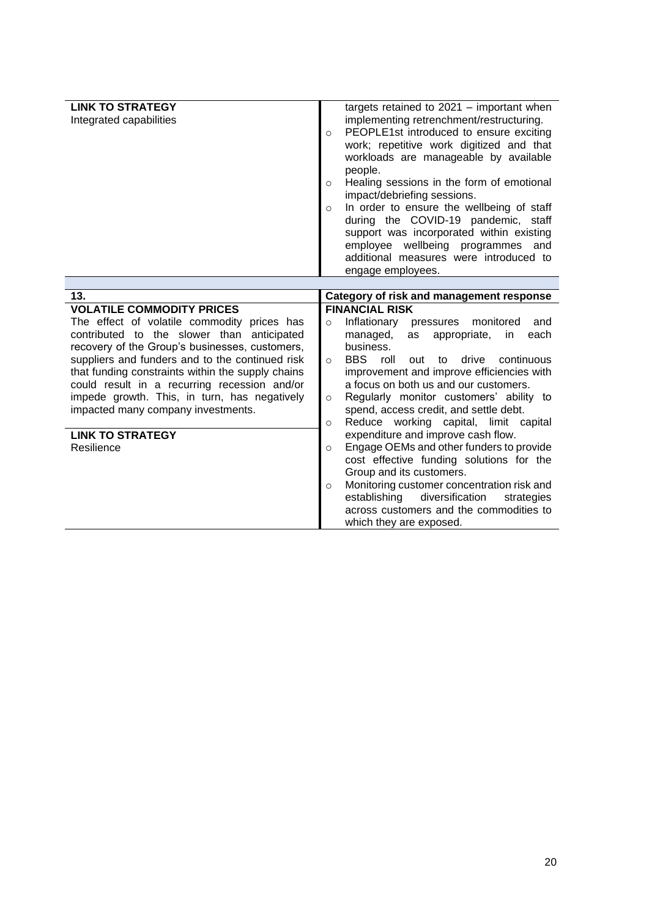| LINK TO STRATEGY<br>Integrated capabilities | targets retained to 2021 – important when implementing retrenchment/restructuring.<br>○ PEOPLE1st introduced to ensure exciting work; repetitive work digitized and that workloads are manageable by available people.<br>○ Healing sessions in the form of emotional impact/debriefing sessions.<br>○ In order to ensure the wellbeing of staff during the COVID-19 pandemic, staff support was incorporated within existing employee wellbeing programmes and additional measures were introduced to engage employees. |
|---|---|

| 13. | Category of risk and management response |
|---|---|
| **VOLATILE COMMODITY PRICES**<br>The effect of volatile commodity prices has contributed to the slower than anticipated recovery of the Group's businesses, customers, suppliers and funders and to the continued risk that funding constraints within the supply chains could result in a recurring recession and/or impede growth. This, in turn, has negatively impacted many company investments.<br><br>**LINK TO STRATEGY**<br>Resilience | **FINANCIAL RISK**<br>○ Inflationary pressures monitored and managed, as appropriate, in each business.<br>○ BBS roll out to drive continuous improvement and improve efficiencies with a focus on both us and our customers.<br>○ Regularly monitor customers' ability to spend, access credit, and settle debt.<br>○ Reduce working capital, limit capital expenditure and improve cash flow.<br>○ Engage OEMs and other funders to provide cost effective funding solutions for the Group and its customers.<br>○ Monitoring customer concentration risk and establishing diversification strategies across customers and the commodities to which they are exposed. |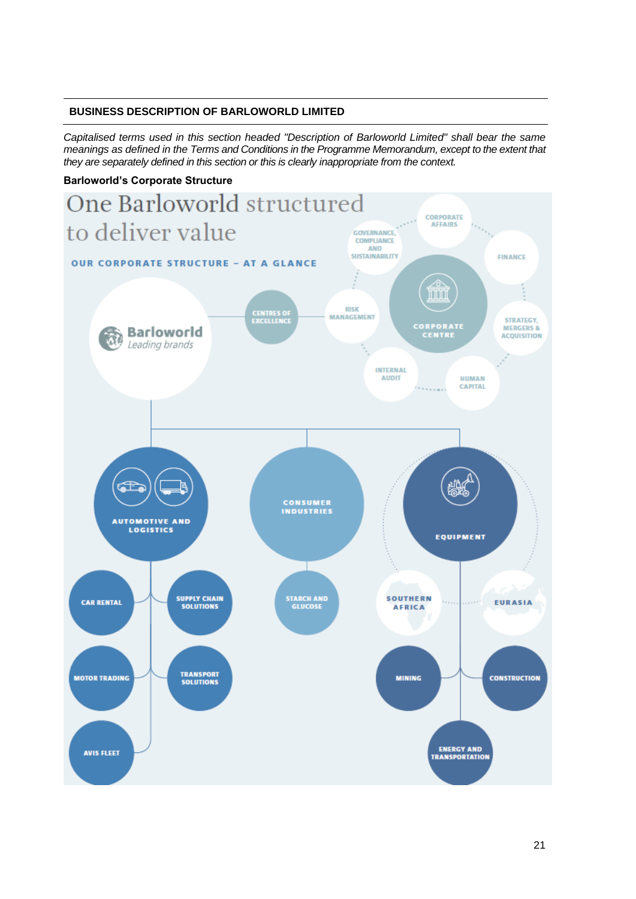## BUSINESS DESCRIPTION OF BARLOWORLD LIMITED

*Capitalised terms used in this section headed "Description of Barloworld Limited" shall bear the same meanings as defined in the Terms and Conditions in the Programme Memorandum, except to the extent that they are separately defined in this section or this is clearly inappropriate from the context.*

**Barloworld's Corporate Structure**

# One Barloworld structured to deliver value

**OUR CORPORATE STRUCTURE – AT A GLANCE**

Barloworld
Leading brands

CENTRES OF EXCELLENCE

CORPORATE CENTRE
- CORPORATE AFFAIRS
- FINANCE
- STRATEGY, MERGERS & ACQUISITION
- HUMAN CAPITAL
- INTERNAL AUDIT
- RISK MANAGEMENT
- GOVERNANCE, COMPLIANCE AND SUSTAINABILITY

AUTOMOTIVE AND LOGISTICS
- CAR RENTAL
- SUPPLY CHAIN SOLUTIONS
- MOTOR TRADING
- TRANSPORT SOLUTIONS
- AVIS FLEET

CONSUMER INDUSTRIES
- STARCH AND GLUCOSE

EQUIPMENT
- SOUTHERN AFRICA
- EURASIA
- MINING
- CONSTRUCTION
- ENERGY AND TRANSPORTATION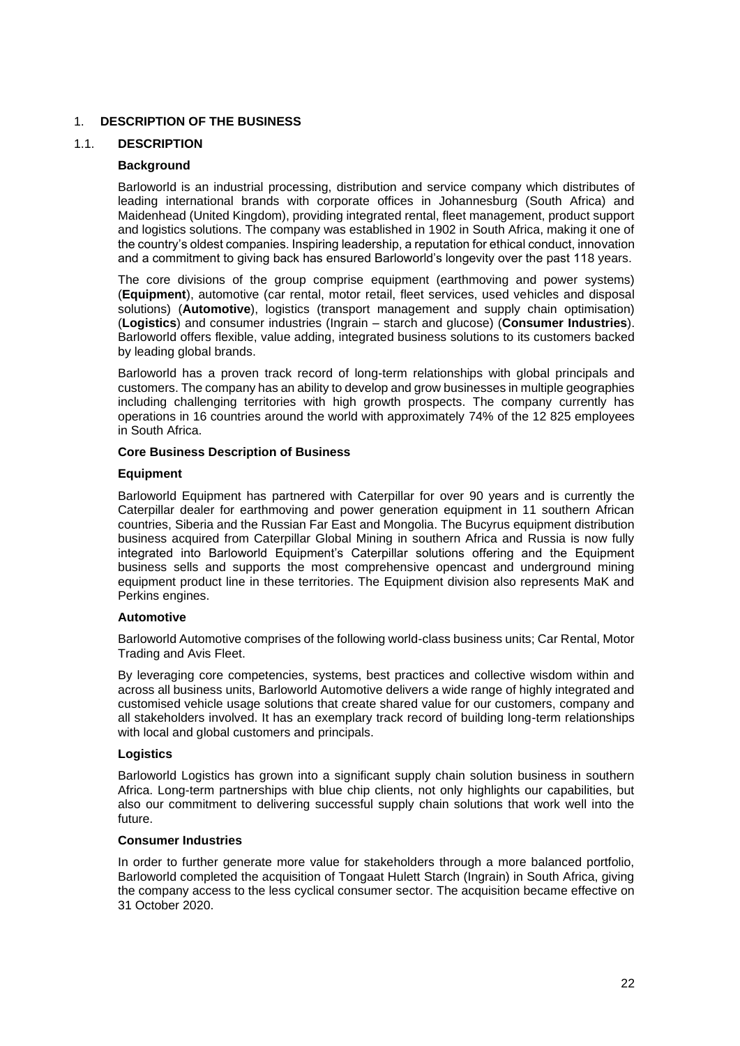## 1. DESCRIPTION OF THE BUSINESS

### 1.1. DESCRIPTION

**Background**

Barloworld is an industrial processing, distribution and service company which distributes of leading international brands with corporate offices in Johannesburg (South Africa) and Maidenhead (United Kingdom), providing integrated rental, fleet management, product support and logistics solutions. The company was established in 1902 in South Africa, making it one of the country's oldest companies. Inspiring leadership, a reputation for ethical conduct, innovation and a commitment to giving back has ensured Barloworld's longevity over the past 118 years.

The core divisions of the group comprise equipment (earthmoving and power systems) (**Equipment**), automotive (car rental, motor retail, fleet services, used vehicles and disposal solutions) (**Automotive**), logistics (transport management and supply chain optimisation) (**Logistics**) and consumer industries (Ingrain – starch and glucose) (**Consumer Industries**). Barloworld offers flexible, value adding, integrated business solutions to its customers backed by leading global brands.

Barloworld has a proven track record of long-term relationships with global principals and customers. The company has an ability to develop and grow businesses in multiple geographies including challenging territories with high growth prospects. The company currently has operations in 16 countries around the world with approximately 74% of the 12 825 employees in South Africa.

**Core Business Description of Business**

**Equipment**

Barloworld Equipment has partnered with Caterpillar for over 90 years and is currently the Caterpillar dealer for earthmoving and power generation equipment in 11 southern African countries, Siberia and the Russian Far East and Mongolia. The Bucyrus equipment distribution business acquired from Caterpillar Global Mining in southern Africa and Russia is now fully integrated into Barloworld Equipment's Caterpillar solutions offering and the Equipment business sells and supports the most comprehensive opencast and underground mining equipment product line in these territories. The Equipment division also represents MaK and Perkins engines.

**Automotive**

Barloworld Automotive comprises of the following world-class business units; Car Rental, Motor Trading and Avis Fleet.

By leveraging core competencies, systems, best practices and collective wisdom within and across all business units, Barloworld Automotive delivers a wide range of highly integrated and customised vehicle usage solutions that create shared value for our customers, company and all stakeholders involved. It has an exemplary track record of building long-term relationships with local and global customers and principals.

**Logistics**

Barloworld Logistics has grown into a significant supply chain solution business in southern Africa. Long-term partnerships with blue chip clients, not only highlights our capabilities, but also our commitment to delivering successful supply chain solutions that work well into the future.

**Consumer Industries**

In order to further generate more value for stakeholders through a more balanced portfolio, Barloworld completed the acquisition of Tongaat Hulett Starch (Ingrain) in South Africa, giving the company access to the less cyclical consumer sector. The acquisition became effective on 31 October 2020.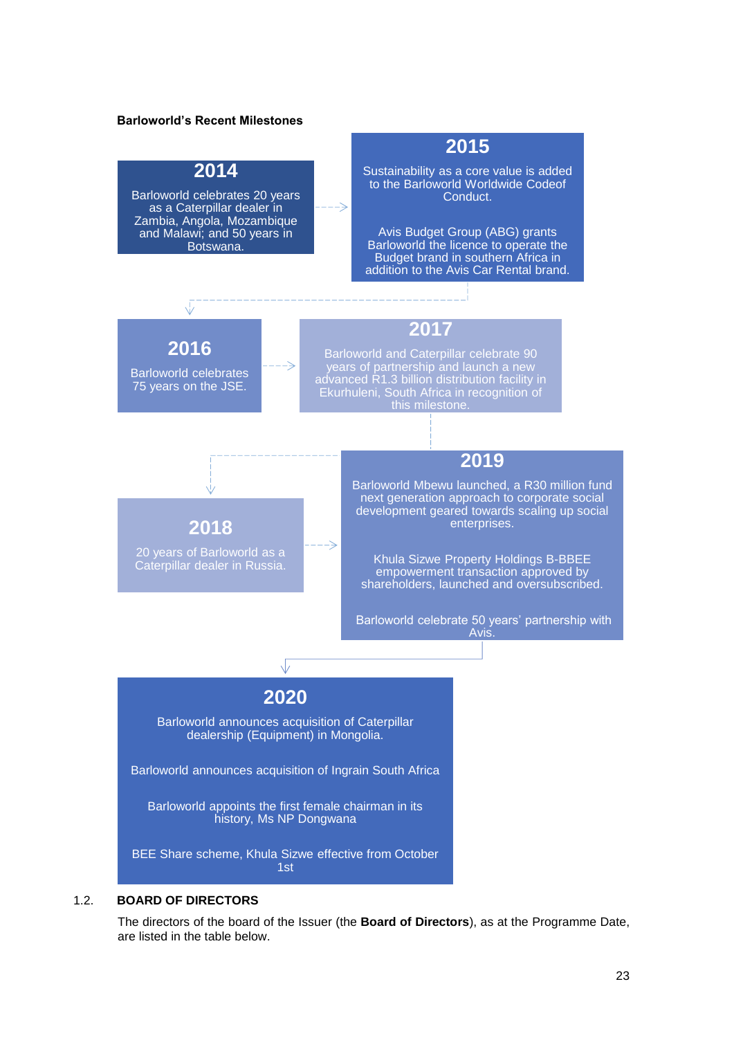**Barloworld's Recent Milestones**

**2014**

Barloworld celebrates 20 years as a Caterpillar dealer in Zambia, Angola, Mozambique and Malawi; and 50 years in Botswana.

**2015**

Sustainability as a core value is added to the Barloworld Worldwide Codeof Conduct.

Avis Budget Group (ABG) grants Barloworld the licence to operate the Budget brand in southern Africa in addition to the Avis Car Rental brand.

**2016**

Barloworld celebrates 75 years on the JSE.

**2017**

Barloworld and Caterpillar celebrate 90 years of partnership and launch a new advanced R1.3 billion distribution facility in Ekurhuleni, South Africa in recognition of this milestone.

**2018**

20 years of Barloworld as a Caterpillar dealer in Russia.

**2019**

Barloworld Mbewu launched, a R30 million fund next generation approach to corporate social development geared towards scaling up social enterprises.

Khula Sizwe Property Holdings B-BBEE empowerment transaction approved by shareholders, launched and oversubscribed.

Barloworld celebrate 50 years' partnership with Avis.

**2020**

Barloworld announces acquisition of Caterpillar dealership (Equipment) in Mongolia.

Barloworld announces acquisition of Ingrain South Africa

Barloworld appoints the first female chairman in its history, Ms NP Dongwana

BEE Share scheme, Khula Sizwe effective from October 1st

## 1.2. BOARD OF DIRECTORS

The directors of the board of the Issuer (the **Board of Directors**), as at the Programme Date, are listed in the table below.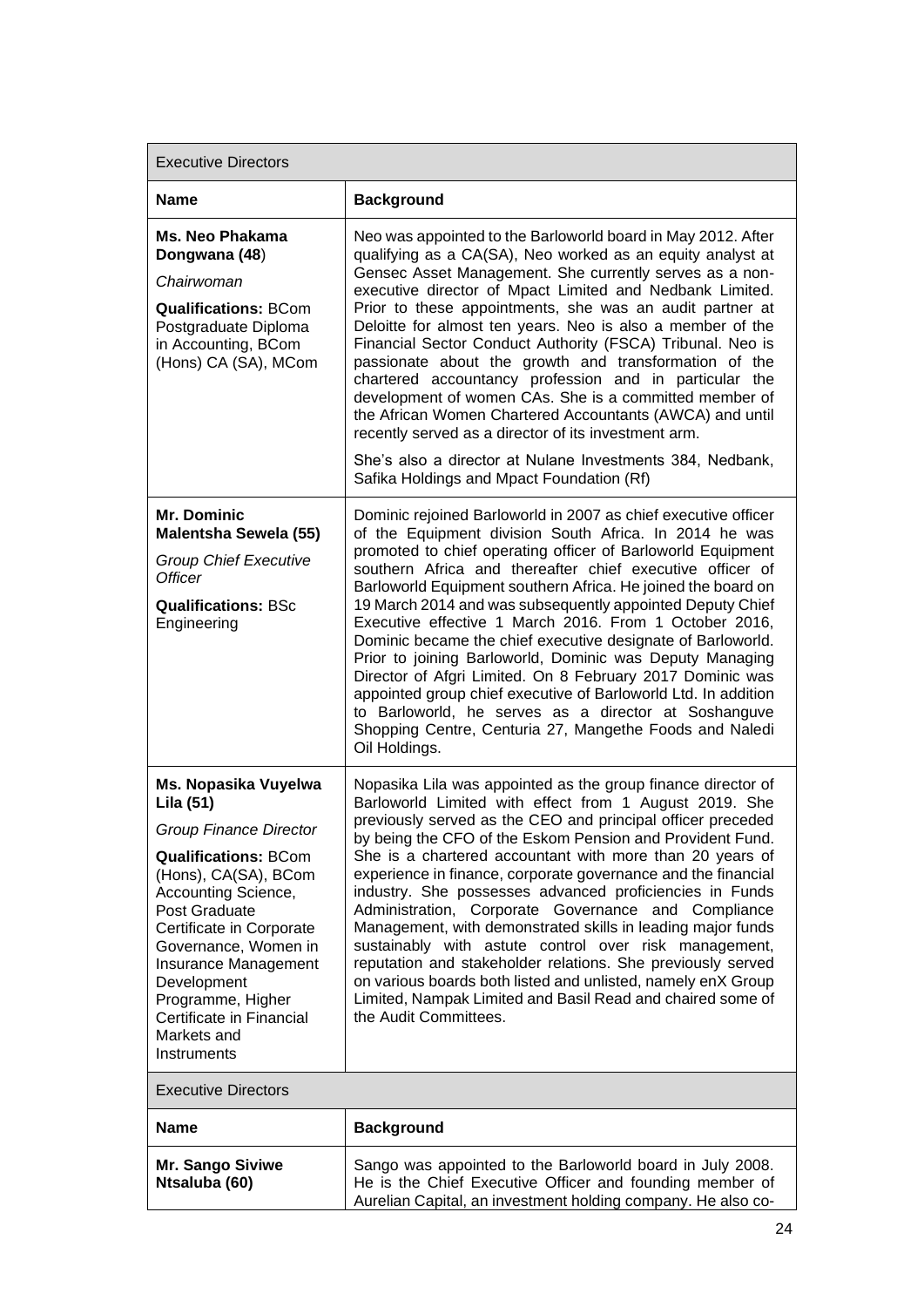| Executive Directors | |
|---|---|
| **Name** | **Background** |
| **Ms. Neo Phakama Dongwana (48)** *Chairwoman* **Qualifications:** BCom Postgraduate Diploma in Accounting, BCom (Hons) CA (SA), MCom | Neo was appointed to the Barloworld board in May 2012. After qualifying as a CA(SA), Neo worked as an equity analyst at Gensec Asset Management. She currently serves as a non-executive director of Mpact Limited and Nedbank Limited. Prior to these appointments, she was an audit partner at Deloitte for almost ten years. Neo is also a member of the Financial Sector Conduct Authority (FSCA) Tribunal. Neo is passionate about the growth and transformation of the chartered accountancy profession and in particular the development of women CAs. She is a committed member of the African Women Chartered Accountants (AWCA) and until recently served as a director of its investment arm. She's also a director at Nulane Investments 384, Nedbank, Safika Holdings and Mpact Foundation (Rf) |
| **Mr. Dominic Malentsha Sewela (55)** *Group Chief Executive Officer* **Qualifications:** BSc Engineering | Dominic rejoined Barloworld in 2007 as chief executive officer of the Equipment division South Africa. In 2014 he was promoted to chief operating officer of Barloworld Equipment southern Africa and thereafter chief executive officer of Barloworld Equipment southern Africa. He joined the board on 19 March 2014 and was subsequently appointed Deputy Chief Executive effective 1 March 2016. From 1 October 2016, Dominic became the chief executive designate of Barloworld. Prior to joining Barloworld, Dominic was Deputy Managing Director of Afgri Limited. On 8 February 2017 Dominic was appointed group chief executive of Barloworld Ltd. In addition to Barloworld, he serves as a director at Soshanguve Shopping Centre, Centuria 27, Mangethe Foods and Naledi Oil Holdings. |
| **Ms. Nopasika Vuyelwa Lila (51)** *Group Finance Director* **Qualifications:** BCom (Hons), CA(SA), BCom Accounting Science, Post Graduate Certificate in Corporate Governance, Women in Insurance Management Development Programme, Higher Certificate in Financial Markets and Instruments | Nopasika Lila was appointed as the group finance director of Barloworld Limited with effect from 1 August 2019. She previously served as the CEO and principal officer preceded by being the CFO of the Eskom Pension and Provident Fund. She is a chartered accountant with more than 20 years of experience in finance, corporate governance and the financial industry. She possesses advanced proficiencies in Funds Administration, Corporate Governance and Compliance Management, with demonstrated skills in leading major funds sustainably with astute control over risk management, reputation and stakeholder relations. She previously served on various boards both listed and unlisted, namely enX Group Limited, Nampak Limited and Basil Read and chaired some of the Audit Committees. |

| Executive Directors | |
|---|---|
| **Name** | **Background** |
| **Mr. Sango Siviwe Ntsaluba (60)** | Sango was appointed to the Barloworld board in July 2008. He is the Chief Executive Officer and founding member of Aurelian Capital, an investment holding company. He also co- |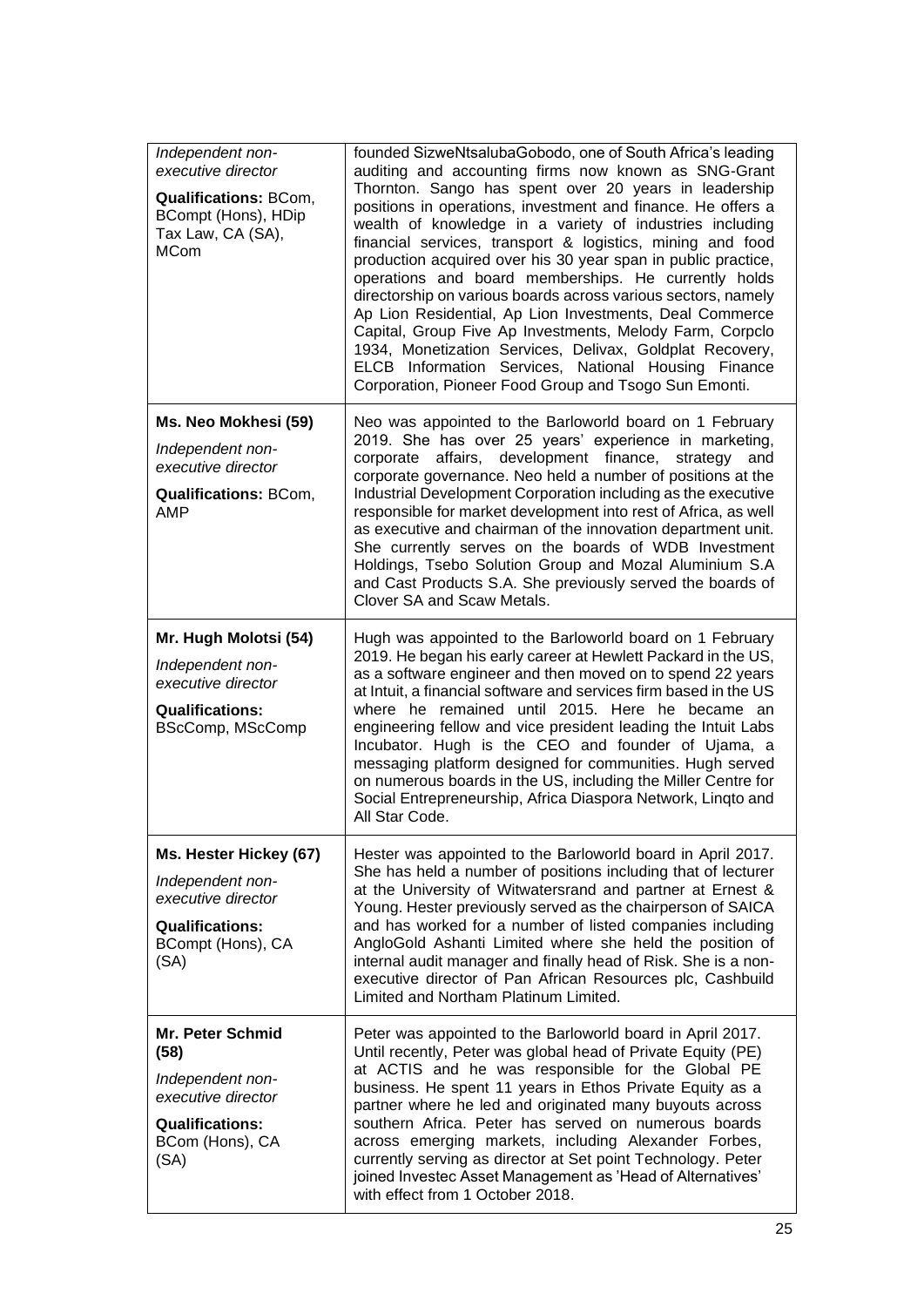| | |
|---|---|
| *Independent non-executive director*<br><br>**Qualifications:** BCom, BCompt (Hons), HDip Tax Law, CA (SA), MCom | founded SizweNtsalubaGobodo, one of South Africa's leading auditing and accounting firms now known as SNG-Grant Thornton. Sango has spent over 20 years in leadership positions in operations, investment and finance. He offers a wealth of knowledge in a variety of industries including financial services, transport & logistics, mining and food production acquired over his 30 year span in public practice, operations and board memberships. He currently holds directorship on various boards across various sectors, namely Ap Lion Residential, Ap Lion Investments, Deal Commerce Capital, Group Five Ap Investments, Melody Farm, Corpclo 1934, Monetization Services, Delivax, Goldplat Recovery, ELCB Information Services, National Housing Finance Corporation, Pioneer Food Group and Tsogo Sun Emonti. |
| **Ms. Neo Mokhesi (59)**<br><br>*Independent non-executive director*<br><br>**Qualifications:** BCom, AMP | Neo was appointed to the Barloworld board on 1 February 2019. She has over 25 years' experience in marketing, corporate affairs, development finance, strategy and corporate governance. Neo held a number of positions at the Industrial Development Corporation including as the executive responsible for market development into rest of Africa, as well as executive and chairman of the innovation department unit. She currently serves on the boards of WDB Investment Holdings, Tsebo Solution Group and Mozal Aluminium S.A and Cast Products S.A. She previously served the boards of Clover SA and Scaw Metals. |
| **Mr. Hugh Molotsi (54)**<br><br>*Independent non-executive director*<br><br>**Qualifications:** BScComp, MScComp | Hugh was appointed to the Barloworld board on 1 February 2019. He began his early career at Hewlett Packard in the US, as a software engineer and then moved on to spend 22 years at Intuit, a financial software and services firm based in the US where he remained until 2015. Here he became an engineering fellow and vice president leading the Intuit Labs Incubator. Hugh is the CEO and founder of Ujama, a messaging platform designed for communities. Hugh served on numerous boards in the US, including the Miller Centre for Social Entrepreneurship, Africa Diaspora Network, Linqto and All Star Code. |
| **Ms. Hester Hickey (67)**<br><br>*Independent non-executive director*<br><br>**Qualifications:** BCompt (Hons), CA (SA) | Hester was appointed to the Barloworld board in April 2017. She has held a number of positions including that of lecturer at the University of Witwatersrand and partner at Ernest & Young. Hester previously served as the chairperson of SAICA and has worked for a number of listed companies including AngloGold Ashanti Limited where she held the position of internal audit manager and finally head of Risk. She is a non-executive director of Pan African Resources plc, Cashbuild Limited and Northam Platinum Limited. |
| **Mr. Peter Schmid (58)**<br><br>*Independent non-executive director*<br><br>**Qualifications:** BCom (Hons), CA (SA) | Peter was appointed to the Barloworld board in April 2017. Until recently, Peter was global head of Private Equity (PE) at ACTIS and he was responsible for the Global PE business. He spent 11 years in Ethos Private Equity as a partner where he led and originated many buyouts across southern Africa. Peter has served on numerous boards across emerging markets, including Alexander Forbes, currently serving as director at Set point Technology. Peter joined Investec Asset Management as 'Head of Alternatives' with effect from 1 October 2018. |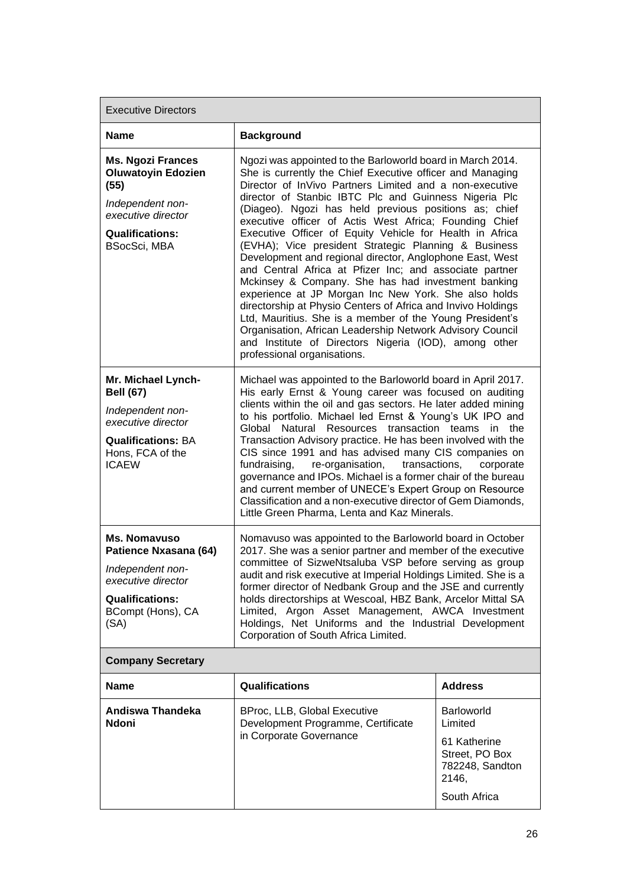| Executive Directors | |
|---|---|
| **Name** | **Background** |
| **Ms. Ngozi Frances Oluwatoyin Edozien (55)**<br>*Independent non-executive director*<br>**Qualifications:** BSocSci, MBA | Ngozi was appointed to the Barloworld board in March 2014. She is currently the Chief Executive officer and Managing Director of InVivo Partners Limited and a non-executive director of Stanbic IBTC Plc and Guinness Nigeria Plc (Diageo). Ngozi has held previous positions as; chief executive officer of Actis West Africa; Founding Chief Executive Officer of Equity Vehicle for Health in Africa (EVHA); Vice president Strategic Planning & Business Development and regional director, Anglophone East, West and Central Africa at Pfizer Inc; and associate partner Mckinsey & Company. She has had investment banking experience at JP Morgan Inc New York. She also holds directorship at Physio Centers of Africa and Invivo Holdings Ltd, Mauritius. She is a member of the Young President's Organisation, African Leadership Network Advisory Council and Institute of Directors Nigeria (IOD), among other professional organisations. |
| **Mr. Michael Lynch-Bell (67)**<br>*Independent non-executive director*<br>**Qualifications:** BA Hons, FCA of the ICAEW | Michael was appointed to the Barloworld board in April 2017. His early Ernst & Young career was focused on auditing clients within the oil and gas sectors. He later added mining to his portfolio. Michael led Ernst & Young's UK IPO and Global Natural Resources transaction teams in the Transaction Advisory practice. He has been involved with the CIS since 1991 and has advised many CIS companies on fundraising, re-organisation, transactions, corporate governance and IPOs. Michael is a former chair of the bureau and current member of UNECE's Expert Group on Resource Classification and a non-executive director of Gem Diamonds, Little Green Pharma, Lenta and Kaz Minerals. |
| **Ms. Nomavuso Patience Nxasana (64)**<br>*Independent non-executive director*<br>**Qualifications:** BCompt (Hons), CA (SA) | Nomavuso was appointed to the Barloworld board in October 2017. She was a senior partner and member of the executive committee of SizweNtsaluba VSP before serving as group audit and risk executive at Imperial Holdings Limited. She is a former director of Nedbank Group and the JSE and currently holds directorships at Wescoal, HBZ Bank, Arcelor Mittal SA Limited, Argon Asset Management, AWCA Investment Holdings, Net Uniforms and the Industrial Development Corporation of South Africa Limited. |

| **Company Secretary** | | |
|---|---|---|
| **Name** | **Qualifications** | **Address** |
| **Andiswa Thandeka Ndoni** | BProc, LLB, Global Executive Development Programme, Certificate in Corporate Governance | Barloworld Limited<br>61 Katherine Street, PO Box 782248, Sandton 2146,<br>South Africa |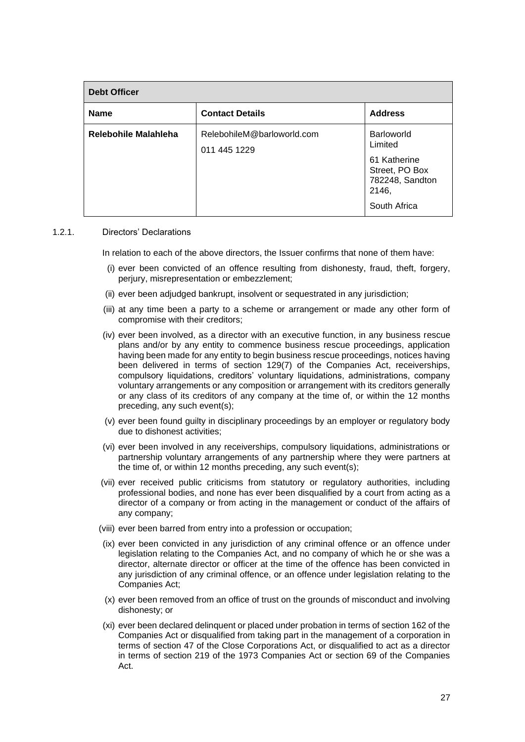| Debt Officer | | |
|---|---|---|
| **Name** | **Contact Details** | **Address** |
| **Relebohile Malahleha** | RelebohileM@barloworld.com<br>011 445 1229 | Barloworld Limited<br>61 Katherine Street, PO Box 782248, Sandton 2146,<br>South Africa |

1.2.1. Directors' Declarations

In relation to each of the above directors, the Issuer confirms that none of them have:

(i) ever been convicted of an offence resulting from dishonesty, fraud, theft, forgery, perjury, misrepresentation or embezzlement;

(ii) ever been adjudged bankrupt, insolvent or sequestrated in any jurisdiction;

(iii) at any time been a party to a scheme or arrangement or made any other form of compromise with their creditors;

(iv) ever been involved, as a director with an executive function, in any business rescue plans and/or by any entity to commence business rescue proceedings, application having been made for any entity to begin business rescue proceedings, notices having been delivered in terms of section 129(7) of the Companies Act, receiverships, compulsory liquidations, creditors' voluntary liquidations, administrations, company voluntary arrangements or any composition or arrangement with its creditors generally or any class of its creditors of any company at the time of, or within the 12 months preceding, any such event(s);

(v) ever been found guilty in disciplinary proceedings by an employer or regulatory body due to dishonest activities;

(vi) ever been involved in any receiverships, compulsory liquidations, administrations or partnership voluntary arrangements of any partnership where they were partners at the time of, or within 12 months preceding, any such event(s);

(vii) ever received public criticisms from statutory or regulatory authorities, including professional bodies, and none has ever been disqualified by a court from acting as a director of a company or from acting in the management or conduct of the affairs of any company;

(viii) ever been barred from entry into a profession or occupation;

(ix) ever been convicted in any jurisdiction of any criminal offence or an offence under legislation relating to the Companies Act, and no company of which he or she was a director, alternate director or officer at the time of the offence has been convicted in any jurisdiction of any criminal offence, or an offence under legislation relating to the Companies Act;

(x) ever been removed from an office of trust on the grounds of misconduct and involving dishonesty; or

(xi) ever been declared delinquent or placed under probation in terms of section 162 of the Companies Act or disqualified from taking part in the management of a corporation in terms of section 47 of the Close Corporations Act, or disqualified to act as a director in terms of section 219 of the 1973 Companies Act or section 69 of the Companies Act.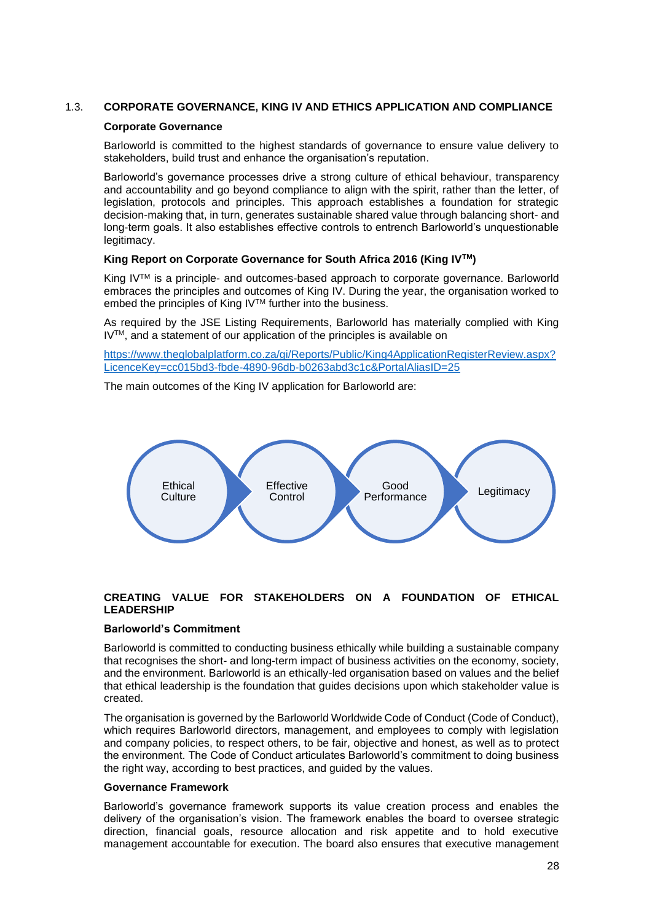## 1.3. CORPORATE GOVERNANCE, KING IV AND ETHICS APPLICATION AND COMPLIANCE

### Corporate Governance

Barloworld is committed to the highest standards of governance to ensure value delivery to stakeholders, build trust and enhance the organisation's reputation.

Barloworld's governance processes drive a strong culture of ethical behaviour, transparency and accountability and go beyond compliance to align with the spirit, rather than the letter, of legislation, protocols and principles. This approach establishes a foundation for strategic decision-making that, in turn, generates sustainable shared value through balancing short- and long-term goals. It also establishes effective controls to entrench Barloworld's unquestionable legitimacy.

### King Report on Corporate Governance for South Africa 2016 (King IV™)

King IV™ is a principle- and outcomes-based approach to corporate governance. Barloworld embraces the principles and outcomes of King IV. During the year, the organisation worked to embed the principles of King IV™ further into the business.

As required by the JSE Listing Requirements, Barloworld has materially complied with King IV™, and a statement of our application of the principles is available on

https://www.theglobalplatform.co.za/gi/Reports/Public/King4ApplicationRegisterReview.aspx?LicenceKey=cc015bd3-fbde-4890-96db-b0263abd3c1c&PortalAliasID=25

The main outcomes of the King IV application for Barloworld are:

Ethical Culture → Effective Control → Good Performance → Legitimacy

### CREATING VALUE FOR STAKEHOLDERS ON A FOUNDATION OF ETHICAL LEADERSHIP

### Barloworld's Commitment

Barloworld is committed to conducting business ethically while building a sustainable company that recognises the short- and long-term impact of business activities on the economy, society, and the environment. Barloworld is an ethically-led organisation based on values and the belief that ethical leadership is the foundation that guides decisions upon which stakeholder value is created.

The organisation is governed by the Barloworld Worldwide Code of Conduct (Code of Conduct), which requires Barloworld directors, management, and employees to comply with legislation and company policies, to respect others, to be fair, objective and honest, as well as to protect the environment. The Code of Conduct articulates Barloworld's commitment to doing business the right way, according to best practices, and guided by the values.

### Governance Framework

Barloworld's governance framework supports its value creation process and enables the delivery of the organisation's vision. The framework enables the board to oversee strategic direction, financial goals, resource allocation and risk appetite and to hold executive management accountable for execution. The board also ensures that executive management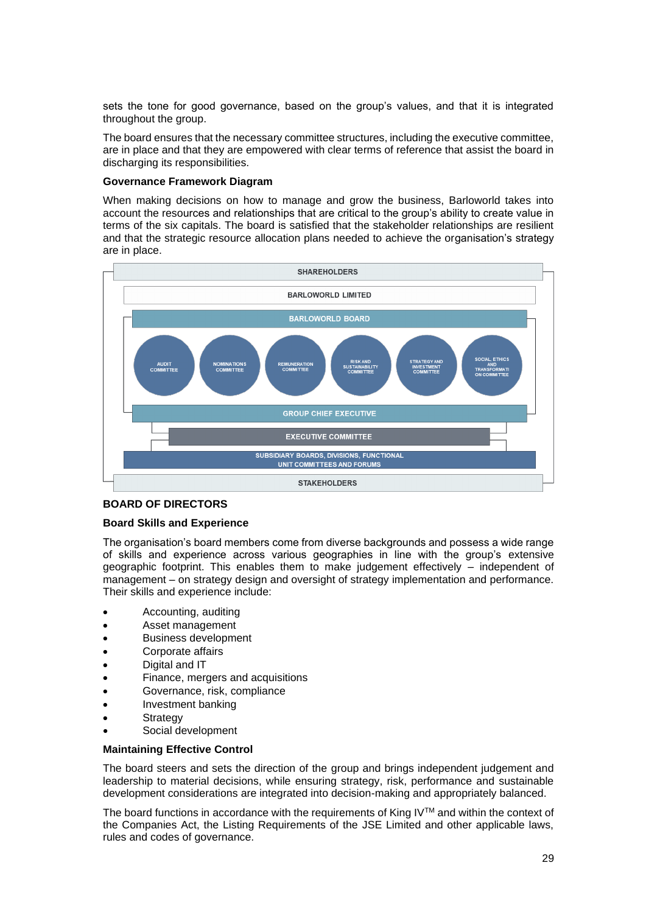sets the tone for good governance, based on the group's values, and that it is integrated throughout the group.

The board ensures that the necessary committee structures, including the executive committee, are in place and that they are empowered with clear terms of reference that assist the board in discharging its responsibilities.

**Governance Framework Diagram**

When making decisions on how to manage and grow the business, Barloworld takes into account the resources and relationships that are critical to the group's ability to create value in terms of the six capitals. The board is satisfied that the stakeholder relationships are resilient and that the strategic resource allocation plans needed to achieve the organisation's strategy are in place.

SHAREHOLDERS

BARLOWORLD LIMITED

BARLOWORLD BOARD

AUDIT COMMITTEE | NOMINATIONS COMMITTEE | REMUNERATION COMMITTEE | RISK AND SUSTAINABILITY COMMITTEE | STRATEGY AND INVESTMENT COMMITTEE | SOCIAL, ETHICS AND TRANSFORMATION COMMITTEE

GROUP CHIEF EXECUTIVE

EXECUTIVE COMMITTEE

SUBSIDIARY BOARDS, DIVISIONS, FUNCTIONAL UNIT COMMITTEES AND FORUMS

STAKEHOLDERS

## BOARD OF DIRECTORS

### Board Skills and Experience

The organisation's board members come from diverse backgrounds and possess a wide range of skills and experience across various geographies in line with the group's extensive geographic footprint. This enables them to make judgement effectively – independent of management – on strategy design and oversight of strategy implementation and performance. Their skills and experience include:

- Accounting, auditing
- Asset management
- Business development
- Corporate affairs
- Digital and IT
- Finance, mergers and acquisitions
- Governance, risk, compliance
- Investment banking
- Strategy
- Social development

### Maintaining Effective Control

The board steers and sets the direction of the group and brings independent judgement and leadership to material decisions, while ensuring strategy, risk, performance and sustainable development considerations are integrated into decision-making and appropriately balanced.

The board functions in accordance with the requirements of King IV™ and within the context of the Companies Act, the Listing Requirements of the JSE Limited and other applicable laws, rules and codes of governance.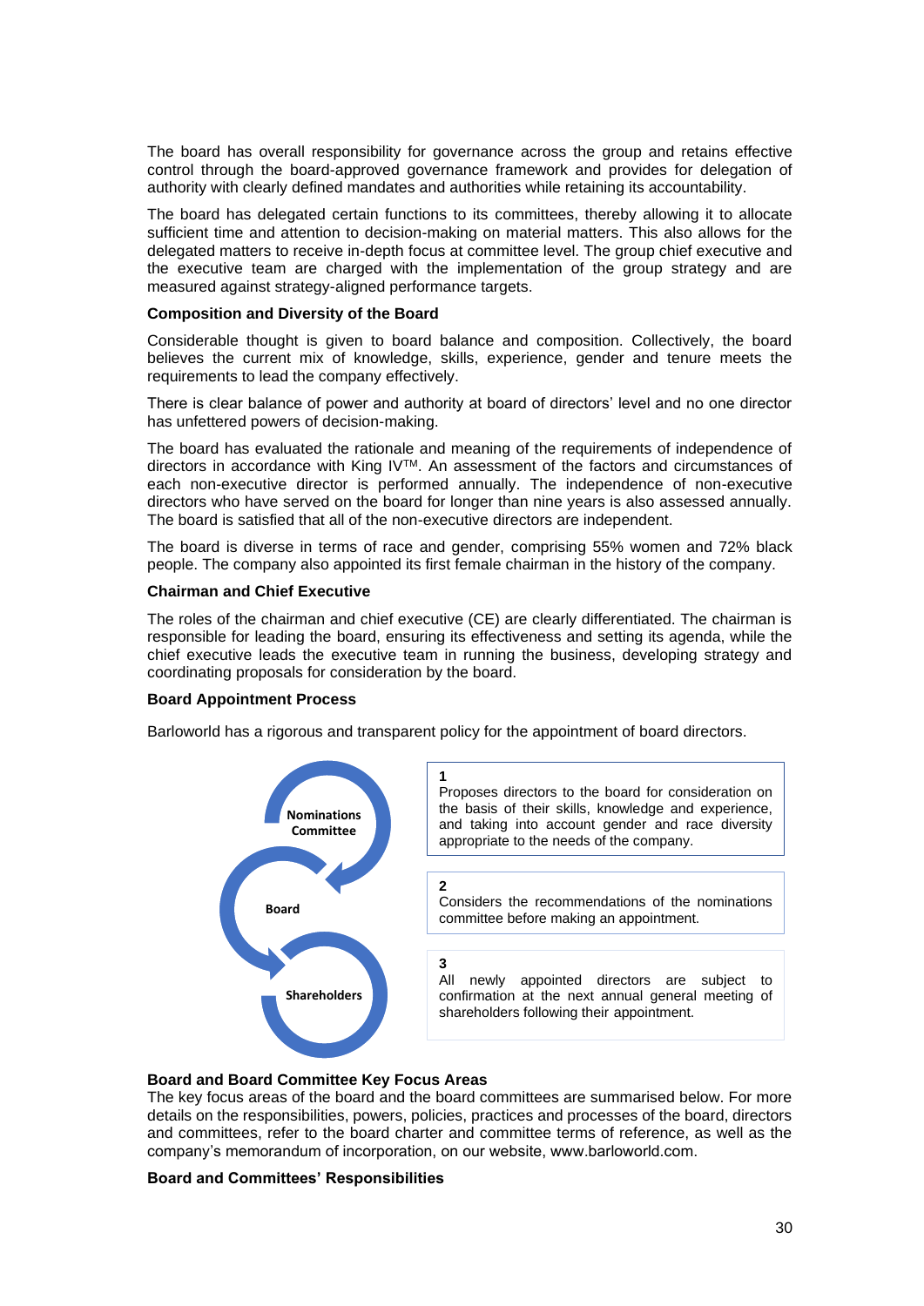The board has overall responsibility for governance across the group and retains effective control through the board-approved governance framework and provides for delegation of authority with clearly defined mandates and authorities while retaining its accountability.

The board has delegated certain functions to its committees, thereby allowing it to allocate sufficient time and attention to decision-making on material matters. This also allows for the delegated matters to receive in-depth focus at committee level. The group chief executive and the executive team are charged with the implementation of the group strategy and are measured against strategy-aligned performance targets.

**Composition and Diversity of the Board**

Considerable thought is given to board balance and composition. Collectively, the board believes the current mix of knowledge, skills, experience, gender and tenure meets the requirements to lead the company effectively.

There is clear balance of power and authority at board of directors' level and no one director has unfettered powers of decision-making.

The board has evaluated the rationale and meaning of the requirements of independence of directors in accordance with King IV™. An assessment of the factors and circumstances of each non-executive director is performed annually. The independence of non-executive directors who have served on the board for longer than nine years is also assessed annually. The board is satisfied that all of the non-executive directors are independent.

The board is diverse in terms of race and gender, comprising 55% women and 72% black people. The company also appointed its first female chairman in the history of the company.

**Chairman and Chief Executive**

The roles of the chairman and chief executive (CE) are clearly differentiated. The chairman is responsible for leading the board, ensuring its effectiveness and setting its agenda, while the chief executive leads the executive team in running the business, developing strategy and coordinating proposals for consideration by the board.

**Board Appointment Process**

Barloworld has a rigorous and transparent policy for the appointment of board directors.

**Nominations Committee**

1
Proposes directors to the board for consideration on the basis of their skills, knowledge and experience, and taking into account gender and race diversity appropriate to the needs of the company.

**Board**

2
Considers the recommendations of the nominations committee before making an appointment.

**Shareholders**

3
All newly appointed directors are subject to confirmation at the next annual general meeting of shareholders following their appointment.

**Board and Board Committee Key Focus Areas**

The key focus areas of the board and the board committees are summarised below. For more details on the responsibilities, powers, policies, practices and processes of the board, directors and committees, refer to the board charter and committee terms of reference, as well as the company's memorandum of incorporation, on our website, www.barloworld.com.

**Board and Committees' Responsibilities**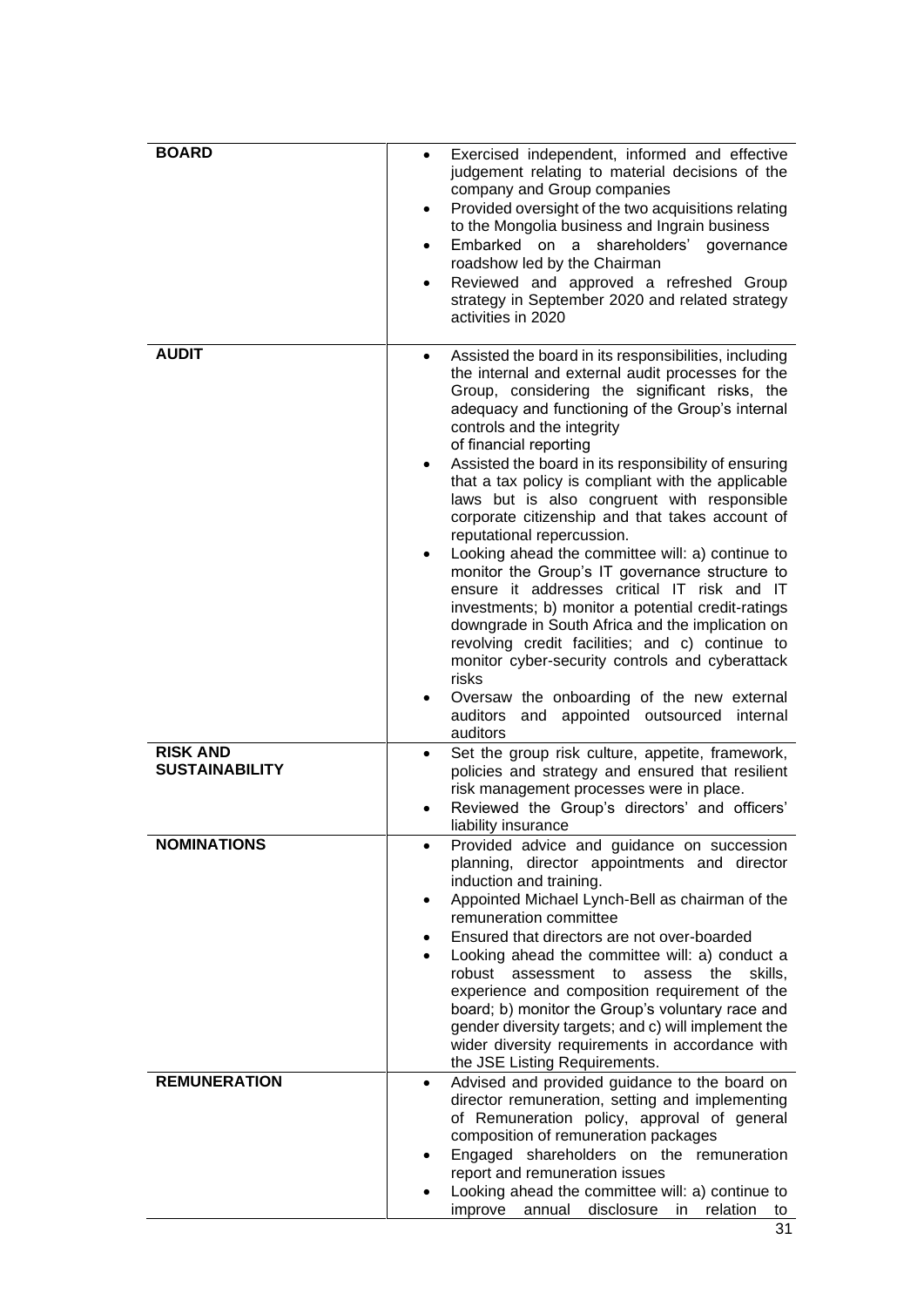| | |
|---|---|
| **BOARD** | • Exercised independent, informed and effective judgement relating to material decisions of the company and Group companies<br>• Provided oversight of the two acquisitions relating to the Mongolia business and Ingrain business<br>• Embarked on a shareholders' governance roadshow led by the Chairman<br>• Reviewed and approved a refreshed Group strategy in September 2020 and related strategy activities in 2020 |
| **AUDIT** | • Assisted the board in its responsibilities, including the internal and external audit processes for the Group, considering the significant risks, the adequacy and functioning of the Group's internal controls and the integrity of financial reporting<br>• Assisted the board in its responsibility of ensuring that a tax policy is compliant with the applicable laws but is also congruent with responsible corporate citizenship and that takes account of reputational repercussion.<br>• Looking ahead the committee will: a) continue to monitor the Group's IT governance structure to ensure it addresses critical IT risk and IT investments; b) monitor a potential credit-ratings downgrade in South Africa and the implication on revolving credit facilities; and c) continue to monitor cyber-security controls and cyberattack risks<br>• Oversaw the onboarding of the new external auditors and appointed outsourced internal auditors |
| **RISK AND SUSTAINABILITY** | • Set the group risk culture, appetite, framework, policies and strategy and ensured that resilient risk management processes were in place.<br>• Reviewed the Group's directors' and officers' liability insurance |
| **NOMINATIONS** | • Provided advice and guidance on succession planning, director appointments and director induction and training.<br>• Appointed Michael Lynch-Bell as chairman of the remuneration committee<br>• Ensured that directors are not over-boarded<br>• Looking ahead the committee will: a) conduct a robust assessment to assess the skills, experience and composition requirement of the board; b) monitor the Group's voluntary race and gender diversity targets; and c) will implement the wider diversity requirements in accordance with the JSE Listing Requirements. |
| **REMUNERATION** | • Advised and provided guidance to the board on director remuneration, setting and implementing of Remuneration policy, approval of general composition of remuneration packages<br>• Engaged shareholders on the remuneration report and remuneration issues<br>• Looking ahead the committee will: a) continue to improve annual disclosure in relation to |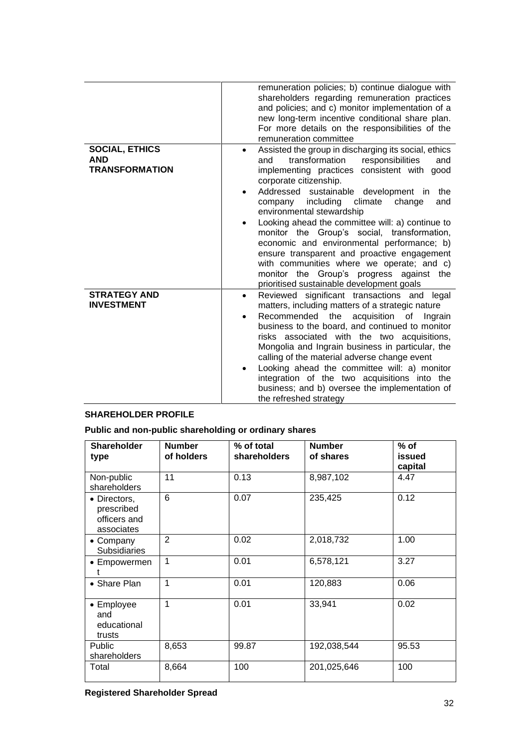| | |
|---|---|
| | remuneration policies; b) continue dialogue with shareholders regarding remuneration practices and policies; and c) monitor implementation of a new long-term incentive conditional share plan. For more details on the responsibilities of the remuneration committee |
| **SOCIAL, ETHICS AND TRANSFORMATION** | • Assisted the group in discharging its social, ethics and transformation responsibilities and implementing practices consistent with good corporate citizenship.<br>• Addressed sustainable development in the company including climate change and environmental stewardship<br>• Looking ahead the committee will: a) continue to monitor the Group's social, transformation, economic and environmental performance; b) ensure transparent and proactive engagement with communities where we operate; and c) monitor the Group's progress against the prioritised sustainable development goals |
| **STRATEGY AND INVESTMENT** | • Reviewed significant transactions and legal matters, including matters of a strategic nature<br>• Recommended the acquisition of Ingrain business to the board, and continued to monitor risks associated with the two acquisitions, Mongolia and Ingrain business in particular, the calling of the material adverse change event<br>• Looking ahead the committee will: a) monitor integration of the two acquisitions into the business; and b) oversee the implementation of the refreshed strategy |

**SHAREHOLDER PROFILE**

**Public and non-public shareholding or ordinary shares**

| Shareholder type | Number of holders | % of total shareholders | Number of shares | % of issued capital |
|---|---|---|---|---|
| Non-public shareholders | 11 | 0.13 | 8,987,102 | 4.47 |
| • Directors, prescribed officers and associates | 6 | 0.07 | 235,425 | 0.12 |
| • Company Subsidiaries | 2 | 0.02 | 2,018,732 | 1.00 |
| • Empowerment | 1 | 0.01 | 6,578,121 | 3.27 |
| • Share Plan | 1 | 0.01 | 120,883 | 0.06 |
| • Employee and educational trusts | 1 | 0.01 | 33,941 | 0.02 |
| Public shareholders | 8,653 | 99.87 | 192,038,544 | 95.53 |
| Total | 8,664 | 100 | 201,025,646 | 100 |

**Registered Shareholder Spread**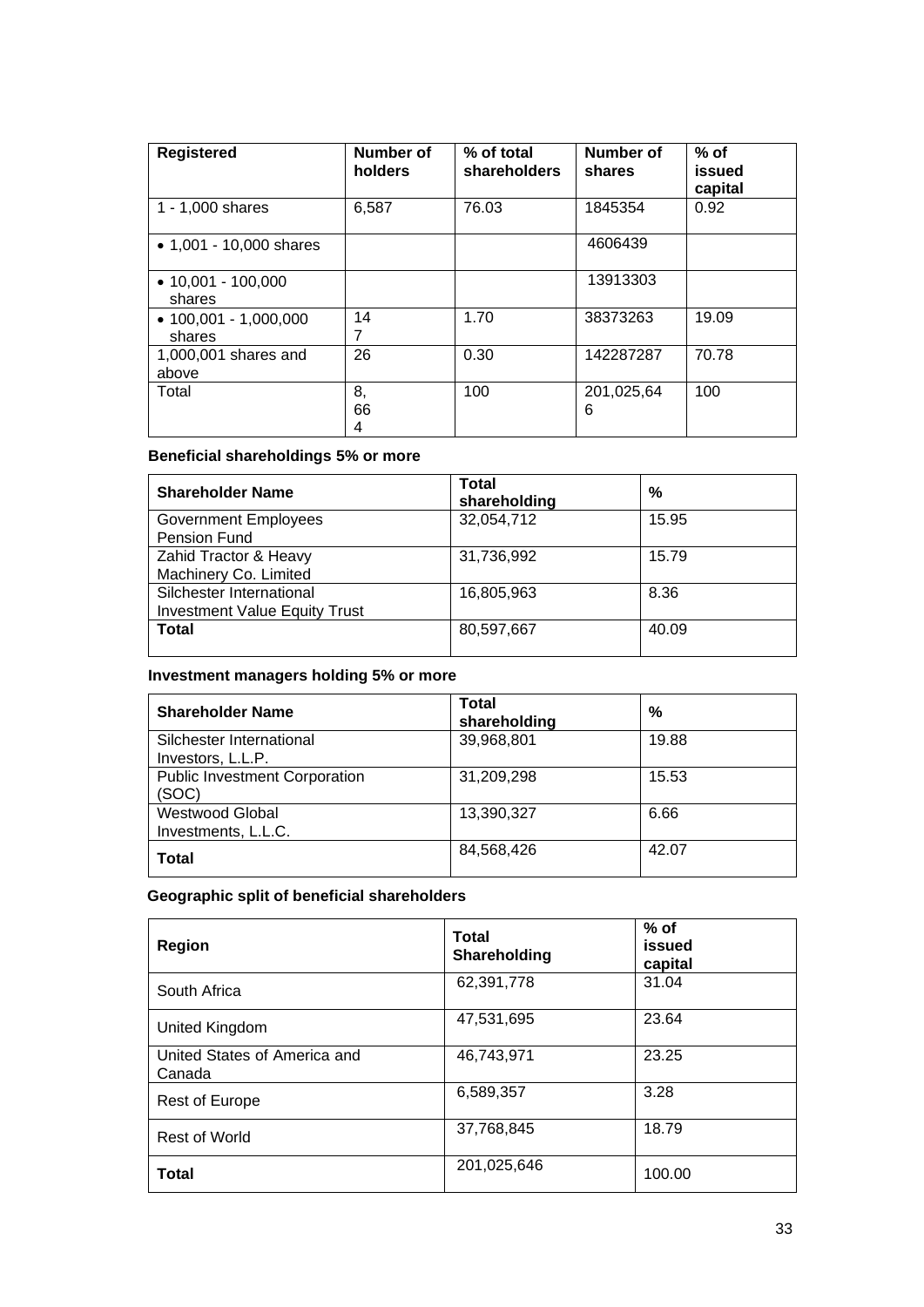| Registered | Number of holders | % of total shareholders | Number of shares | % of issued capital |
|---|---|---|---|---|
| 1 - 1,000 shares | 6,587 | 76.03 | 1845354 | 0.92 |
| • 1,001 - 10,000 shares | | | 4606439 | |
| • 10,001 - 100,000 shares | | | 13913303 | |
| • 100,001 - 1,000,000 shares | 147 | 1.70 | 38373263 | 19.09 |
| 1,000,001 shares and above | 26 | 0.30 | 142287287 | 70.78 |
| Total | 8,664 | 100 | 201,025,646 | 100 |

**Beneficial shareholdings 5% or more**

| Shareholder Name | Total shareholding | % |
|---|---|---|
| Government Employees Pension Fund | 32,054,712 | 15.95 |
| Zahid Tractor & Heavy Machinery Co. Limited | 31,736,992 | 15.79 |
| Silchester International Investment Value Equity Trust | 16,805,963 | 8.36 |
| **Total** | 80,597,667 | 40.09 |

**Investment managers holding 5% or more**

| Shareholder Name | Total shareholding | % |
|---|---|---|
| Silchester International Investors, L.L.P. | 39,968,801 | 19.88 |
| Public Investment Corporation (SOC) | 31,209,298 | 15.53 |
| Westwood Global Investments, L.L.C. | 13,390,327 | 6.66 |
| **Total** | 84,568,426 | 42.07 |

**Geographic split of beneficial shareholders**

| Region | Total Shareholding | % of issued capital |
|---|---|---|
| South Africa | 62,391,778 | 31.04 |
| United Kingdom | 47,531,695 | 23.64 |
| United States of America and Canada | 46,743,971 | 23.25 |
| Rest of Europe | 6,589,357 | 3.28 |
| Rest of World | 37,768,845 | 18.79 |
| **Total** | 201,025,646 | 100.00 |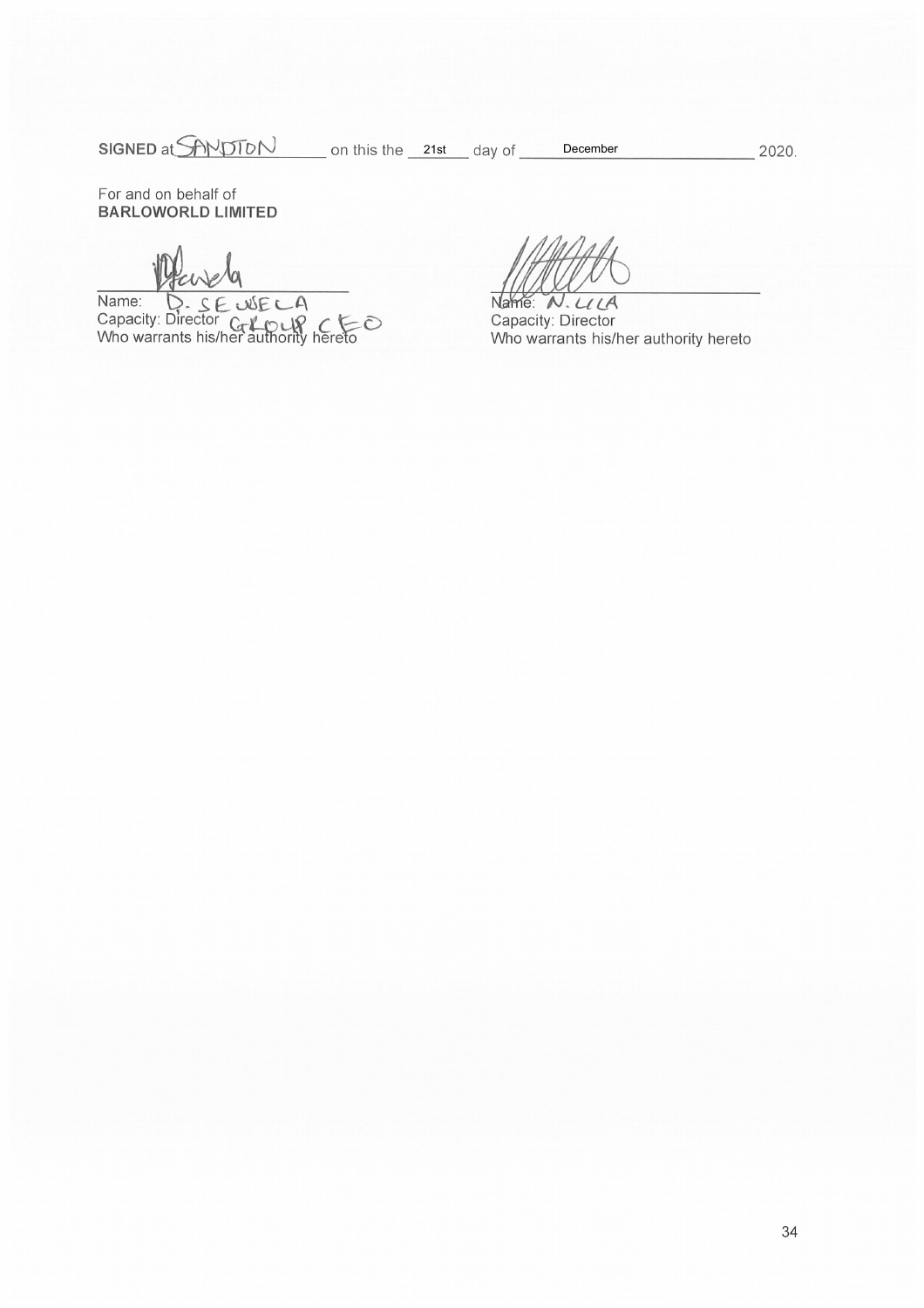**SIGNED** at SANDTON on this the 21st day of December 2020.

For and on behalf of
**BARLOWORLD LIMITED**

| | |
|---|---|
| Name: D. SEWELA | Name: N. LILA |
| Capacity: Director GROUP CEO | Capacity: Director |
| Who warrants his/her authority hereto | Who warrants his/her authority hereto |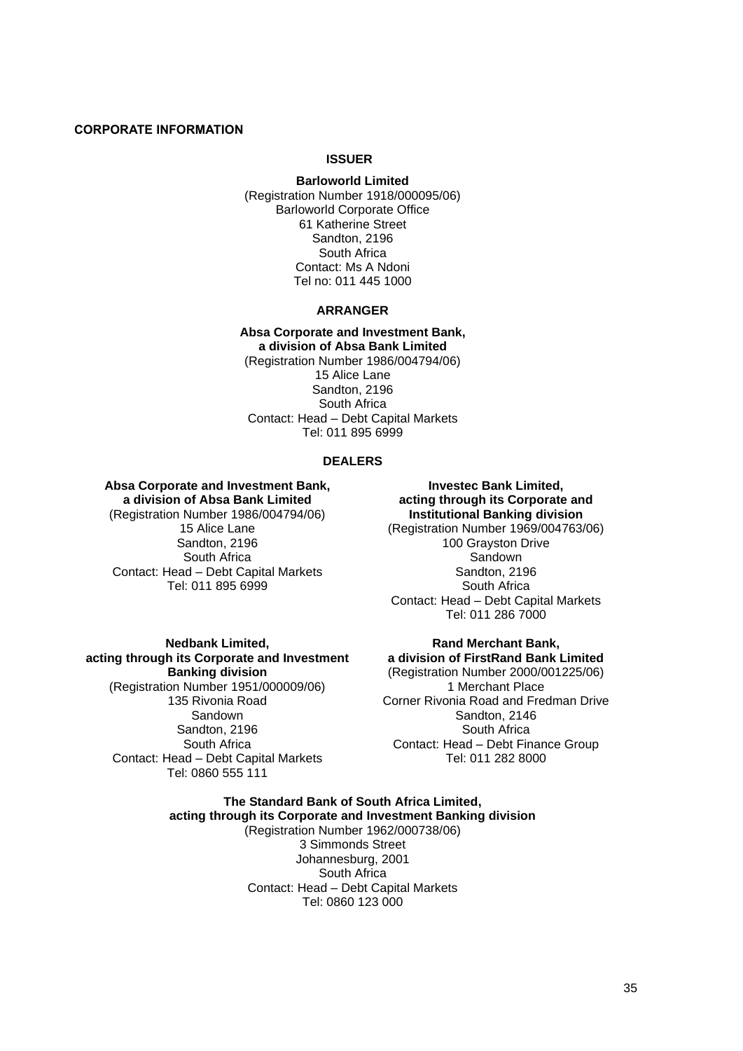## CORPORATE INFORMATION

### ISSUER

**Barloworld Limited**
(Registration Number 1918/000095/06)
Barloworld Corporate Office
61 Katherine Street
Sandton, 2196
South Africa
Contact: Ms A Ndoni
Tel no: 011 445 1000

### ARRANGER

**Absa Corporate and Investment Bank, a division of Absa Bank Limited**
(Registration Number 1986/004794/06)
15 Alice Lane
Sandton, 2196
South Africa
Contact: Head – Debt Capital Markets
Tel: 011 895 6999

### DEALERS

**Absa Corporate and Investment Bank, a division of Absa Bank Limited**
(Registration Number 1986/004794/06)
15 Alice Lane
Sandton, 2196
South Africa
Contact: Head – Debt Capital Markets
Tel: 011 895 6999

**Investec Bank Limited, acting through its Corporate and Institutional Banking division**
(Registration Number 1969/004763/06)
100 Grayston Drive
Sandown
Sandton, 2196
South Africa
Contact: Head – Debt Capital Markets
Tel: 011 286 7000

**Nedbank Limited, acting through its Corporate and Investment Banking division**
(Registration Number 1951/000009/06)
135 Rivonia Road
Sandown
Sandton, 2196
South Africa
Contact: Head – Debt Capital Markets
Tel: 0860 555 111

**Rand Merchant Bank, a division of FirstRand Bank Limited**
(Registration Number 2000/001225/06)
1 Merchant Place
Corner Rivonia Road and Fredman Drive
Sandton, 2146
South Africa
Contact: Head – Debt Finance Group
Tel: 011 282 8000

**The Standard Bank of South Africa Limited, acting through its Corporate and Investment Banking division**
(Registration Number 1962/000738/06)
3 Simmonds Street
Johannesburg, 2001
South Africa
Contact: Head – Debt Capital Markets
Tel: 0860 123 000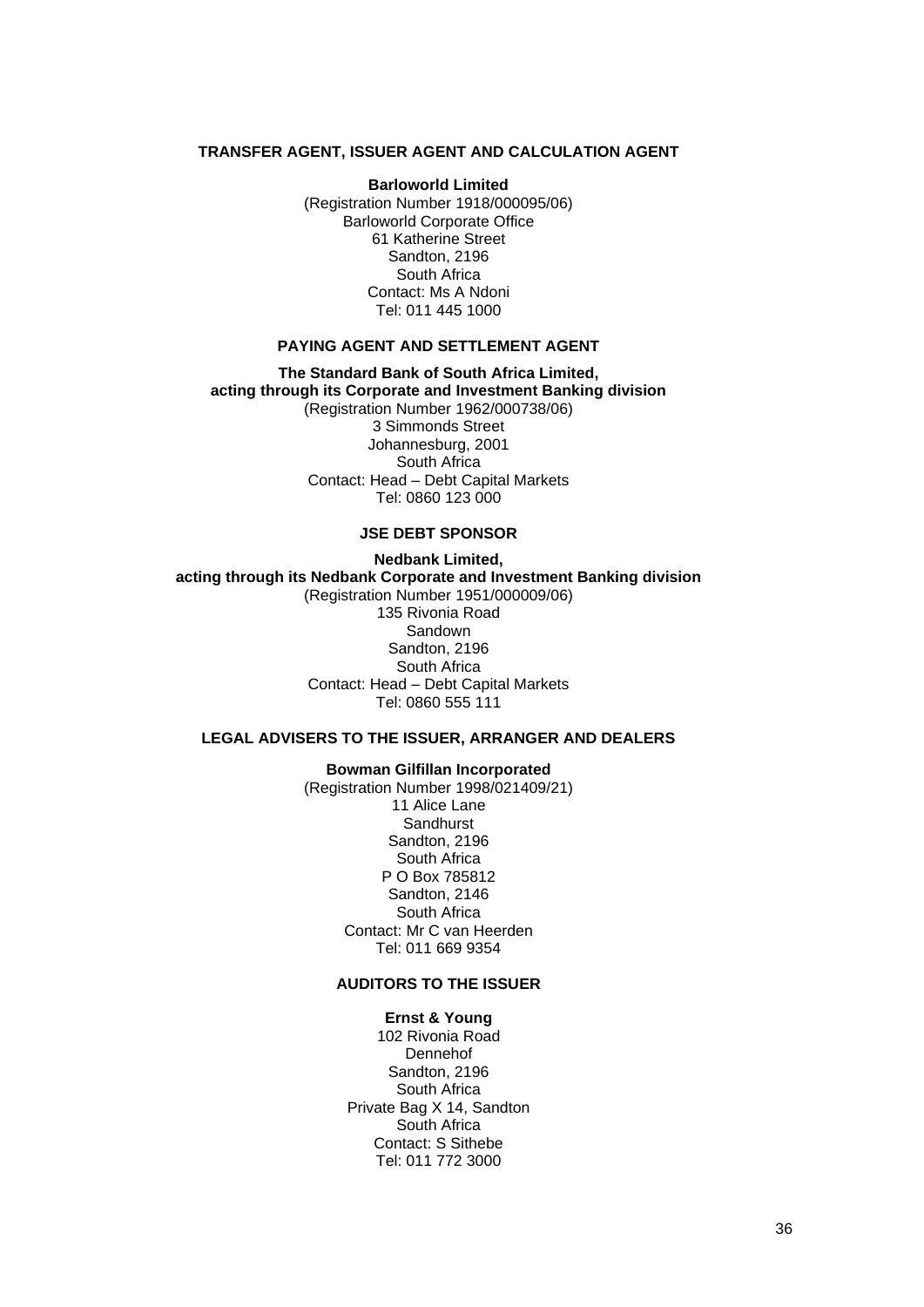**TRANSFER AGENT, ISSUER AGENT AND CALCULATION AGENT**

**Barloworld Limited**
(Registration Number 1918/000095/06)
Barloworld Corporate Office
61 Katherine Street
Sandton, 2196
South Africa
Contact: Ms A Ndoni
Tel: 011 445 1000

**PAYING AGENT AND SETTLEMENT AGENT**

**The Standard Bank of South Africa Limited,**
**acting through its Corporate and Investment Banking division**
(Registration Number 1962/000738/06)
3 Simmonds Street
Johannesburg, 2001
South Africa
Contact: Head – Debt Capital Markets
Tel: 0860 123 000

**JSE DEBT SPONSOR**

**Nedbank Limited,**
**acting through its Nedbank Corporate and Investment Banking division**
(Registration Number 1951/000009/06)
135 Rivonia Road
Sandown
Sandton, 2196
South Africa
Contact: Head – Debt Capital Markets
Tel: 0860 555 111

**LEGAL ADVISERS TO THE ISSUER, ARRANGER AND DEALERS**

**Bowman Gilfillan Incorporated**
(Registration Number 1998/021409/21)
11 Alice Lane
Sandhurst
Sandton, 2196
South Africa
P O Box 785812
Sandton, 2146
South Africa
Contact: Mr C van Heerden
Tel: 011 669 9354

**AUDITORS TO THE ISSUER**

**Ernst & Young**
102 Rivonia Road
Dennehof
Sandton, 2196
South Africa
Private Bag X 14, Sandton
South Africa
Contact: S Sithebe
Tel: 011 772 3000